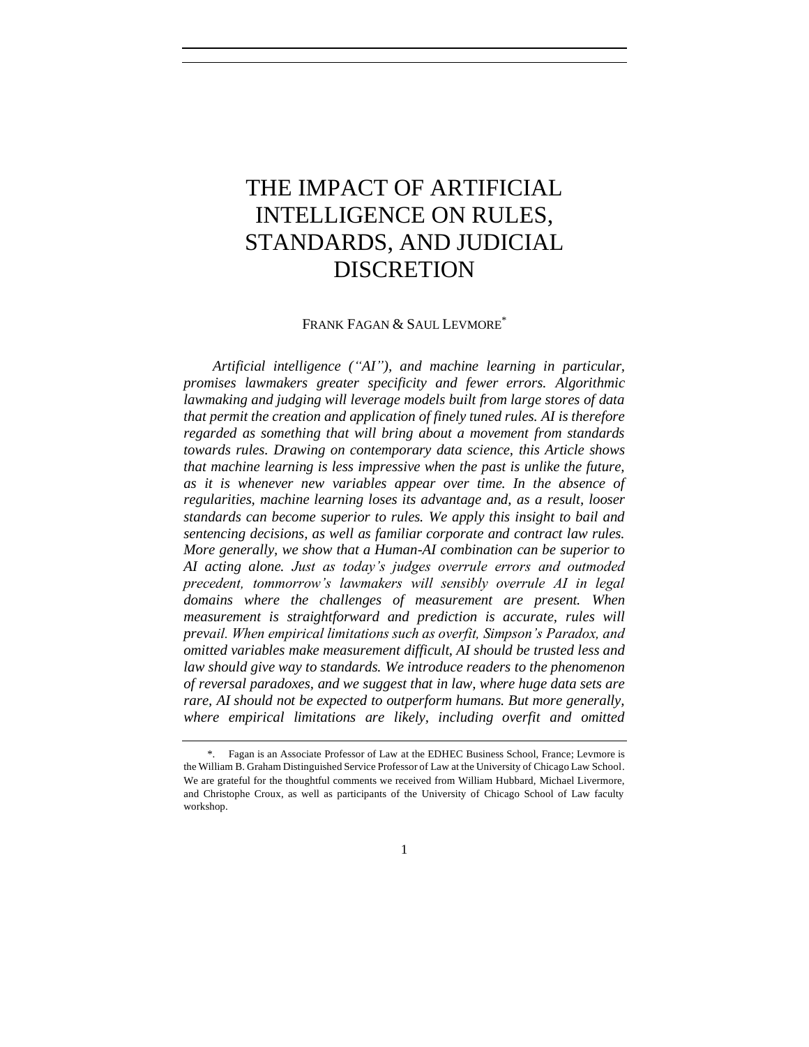# THE IMPACT OF ARTIFICIAL INTELLIGENCE ON RULES, STANDARDS, AND JUDICIAL DISCRETION

FRANK FAGAN & SAUL LEVMORE*

*Artificial intelligence ("AI"), and machine learning in particular, promises lawmakers greater specificity and fewer errors. Algorithmic lawmaking and judging will leverage models built from large stores of data that permit the creation and application of finely tuned rules. AI is therefore regarded as something that will bring about a movement from standards towards rules. Drawing on contemporary data science, this Article shows that machine learning is less impressive when the past is unlike the future, as it is whenever new variables appear over time. In the absence of regularities, machine learning loses its advantage and, as a result, looser standards can become superior to rules. We apply this insight to bail and sentencing decisions, as well as familiar corporate and contract law rules. More generally, we show that a Human-AI combination can be superior to AI acting alone. Just as today's judges overrule errors and outmoded precedent, tommorrow's lawmakers will sensibly overrule AI in legal domains where the challenges of measurement are present. When measurement is straightforward and prediction is accurate, rules will prevail. When empirical limitations such as overfit, Simpson's Paradox, and omitted variables make measurement difficult, AI should be trusted less and law should give way to standards. We introduce readers to the phenomenon of reversal paradoxes, and we suggest that in law, where huge data sets are rare, AI should not be expected to outperform humans. But more generally, where empirical limitations are likely, including overfit and omitted*

---

\*. Fagan is an Associate Professor of Law at the EDHEC Business School, France; Levmore is the William B. Graham Distinguished Service Professor of Law at the University of Chicago Law School. We are grateful for the thoughtful comments we received from William Hubbard, Michael Livermore, and Christophe Croux, as well as participants of the University of Chicago School of Law faculty workshop.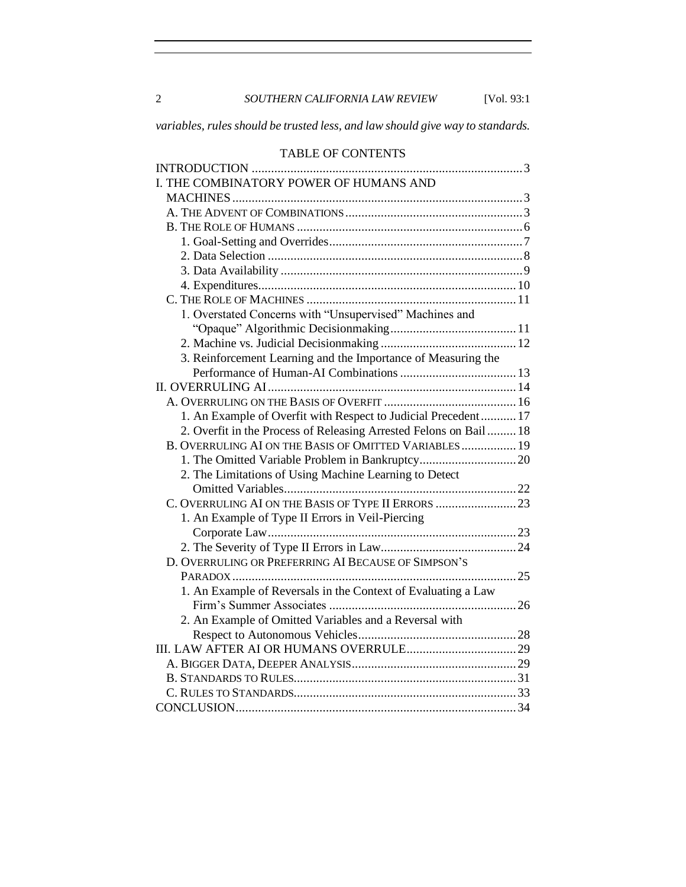*variables, rules should be trusted less, and law should give way to standards.*

## TABLE OF CONTENTS

INTRODUCTION .......... 3
I. THE COMBINATORY POWER OF HUMANS AND MACHINES .......... 3
- A. THE ADVENT OF COMBINATIONS .......... 3
- B. THE ROLE OF HUMANS .......... 6
  - 1. Goal-Setting and Overrides .......... 7
  - 2. Data Selection .......... 8
  - 3. Data Availability .......... 9
  - 4. Expenditures .......... 10
- C. THE ROLE OF MACHINES .......... 11
  - 1. Overstated Concerns with "Unsupervised" Machines and "Opaque" Algorithmic Decisionmaking .......... 11
  - 2. Machine vs. Judicial Decisionmaking .......... 12
  - 3. Reinforcement Learning and the Importance of Measuring the Performance of Human-AI Combinations .......... 13

II. OVERRULING AI .......... 14
- A. OVERRULING ON THE BASIS OF OVERFIT .......... 16
  - 1. An Example of Overfit with Respect to Judicial Precedent .......... 17
  - 2. Overfit in the Process of Releasing Arrested Felons on Bail .......... 18
- B. OVERRULING AI ON THE BASIS OF OMITTED VARIABLES .......... 19
  - 1. The Omitted Variable Problem in Bankruptcy .......... 20
  - 2. The Limitations of Using Machine Learning to Detect Omitted Variables .......... 22
- C. OVERRULING AI ON THE BASIS OF TYPE II ERRORS .......... 23
  - 1. An Example of Type II Errors in Veil-Piercing Corporate Law .......... 23
  - 2. The Severity of Type II Errors in Law .......... 24
- D. OVERRULING OR PREFERRING AI BECAUSE OF SIMPSON'S PARADOX .......... 25
  - 1. An Example of Reversals in the Context of Evaluating a Law Firm's Summer Associates .......... 26
  - 2. An Example of Omitted Variables and a Reversal with Respect to Autonomous Vehicles .......... 28

III. LAW AFTER AI OR HUMANS OVERRULE .......... 29
- A. BIGGER DATA, DEEPER ANALYSIS .......... 29
- B. STANDARDS TO RULES .......... 31
- C. RULES TO STANDARDS .......... 33

CONCLUSION .......... 34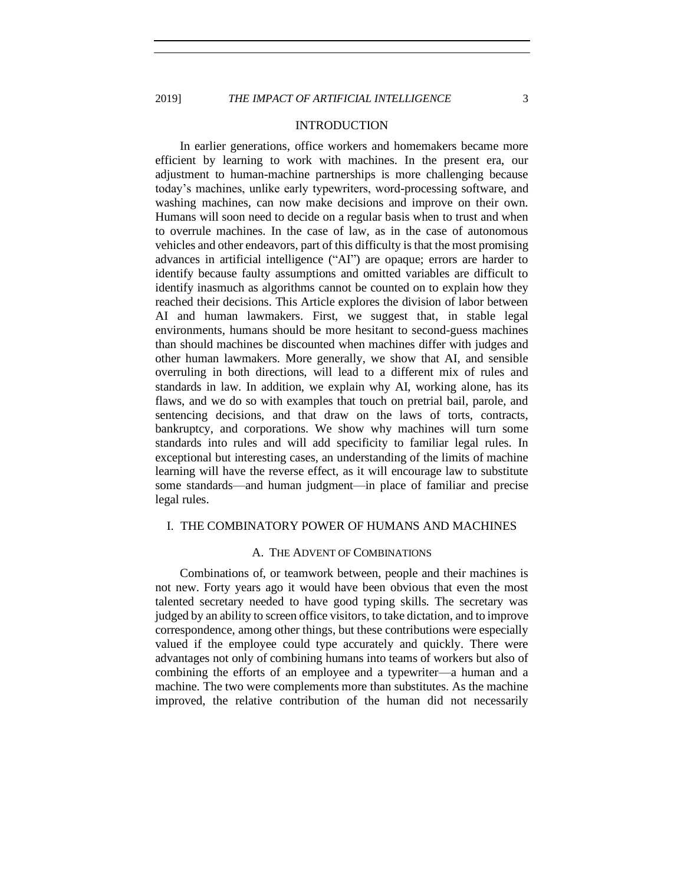## INTRODUCTION

In earlier generations, office workers and homemakers became more efficient by learning to work with machines. In the present era, our adjustment to human-machine partnerships is more challenging because today's machines, unlike early typewriters, word-processing software, and washing machines, can now make decisions and improve on their own. Humans will soon need to decide on a regular basis when to trust and when to overrule machines. In the case of law, as in the case of autonomous vehicles and other endeavors, part of this difficulty is that the most promising advances in artificial intelligence ("AI") are opaque; errors are harder to identify because faulty assumptions and omitted variables are difficult to identify inasmuch as algorithms cannot be counted on to explain how they reached their decisions. This Article explores the division of labor between AI and human lawmakers. First, we suggest that, in stable legal environments, humans should be more hesitant to second-guess machines than should machines be discounted when machines differ with judges and other human lawmakers. More generally, we show that AI, and sensible overruling in both directions, will lead to a different mix of rules and standards in law. In addition, we explain why AI, working alone, has its flaws, and we do so with examples that touch on pretrial bail, parole, and sentencing decisions, and that draw on the laws of torts, contracts, bankruptcy, and corporations. We show why machines will turn some standards into rules and will add specificity to familiar legal rules. In exceptional but interesting cases, an understanding of the limits of machine learning will have the reverse effect, as it will encourage law to substitute some standards—and human judgment—in place of familiar and precise legal rules.

## I. THE COMBINATORY POWER OF HUMANS AND MACHINES

### A. THE ADVENT OF COMBINATIONS

Combinations of, or teamwork between, people and their machines is not new. Forty years ago it would have been obvious that even the most talented secretary needed to have good typing skills. The secretary was judged by an ability to screen office visitors, to take dictation, and to improve correspondence, among other things, but these contributions were especially valued if the employee could type accurately and quickly. There were advantages not only of combining humans into teams of workers but also of combining the efforts of an employee and a typewriter—a human and a machine. The two were complements more than substitutes. As the machine improved, the relative contribution of the human did not necessarily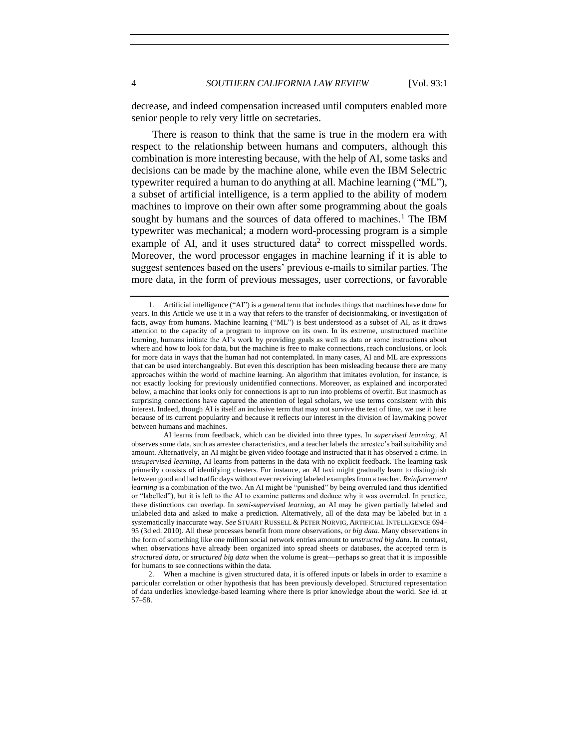decrease, and indeed compensation increased until computers enabled more senior people to rely very little on secretaries.

There is reason to think that the same is true in the modern era with respect to the relationship between humans and computers, although this combination is more interesting because, with the help of AI, some tasks and decisions can be made by the machine alone, while even the IBM Selectric typewriter required a human to do anything at all. Machine learning ("ML"), a subset of artificial intelligence, is a term applied to the ability of modern machines to improve on their own after some programming about the goals sought by humans and the sources of data offered to machines.[1] The IBM typewriter was mechanical; a modern word-processing program is a simple example of AI, and it uses structured data[2] to correct misspelled words. Moreover, the word processor engages in machine learning if it is able to suggest sentences based on the users' previous e-mails to similar parties. The more data, in the form of previous messages, user corrections, or favorable

---

1. Artificial intelligence ("AI") is a general term that includes things that machines have done for years. In this Article we use it in a way that refers to the transfer of decisionmaking, or investigation of facts, away from humans. Machine learning ("ML") is best understood as a subset of AI, as it draws attention to the capacity of a program to improve on its own. In its extreme, unstructured machine learning, humans initiate the AI's work by providing goals as well as data or some instructions about where and how to look for data, but the machine is free to make connections, reach conclusions, or look for more data in ways that the human had not contemplated. In many cases, AI and ML are expressions that can be used interchangeably. But even this description has been misleading because there are many approaches within the world of machine learning. An algorithm that imitates evolution, for instance, is not exactly looking for previously unidentified connections. Moreover, as explained and incorporated below, a machine that looks only for connections is apt to run into problems of overfit. But inasmuch as surprising connections have captured the attention of legal scholars, we use terms consistent with this interest. Indeed, though AI is itself an inclusive term that may not survive the test of time, we use it here because of its current popularity and because it reflects our interest in the division of lawmaking power between humans and machines.

AI learns from feedback, which can be divided into three types. In *supervised learning*, AI observes some data, such as arrestee characteristics, and a teacher labels the arrestee's bail suitability and amount. Alternatively, an AI might be given video footage and instructed that it has observed a crime. In *unsupervised learning*, AI learns from patterns in the data with no explicit feedback. The learning task primarily consists of identifying clusters. For instance, an AI taxi might gradually learn to distinguish between good and bad traffic days without ever receiving labeled examples from a teacher. *Reinforcement learning* is a combination of the two. An AI might be "punished" by being overruled (and thus identified or "labelled"), but it is left to the AI to examine patterns and deduce why it was overruled. In practice, these distinctions can overlap. In *semi-supervised learning*, an AI may be given partially labeled and unlabeled data and asked to make a prediction. Alternatively, all of the data may be labeled but in a systematically inaccurate way. *See* STUART RUSSELL & PETER NORVIG, ARTIFICIAL INTELLIGENCE 694–95 (3d ed. 2010). All these processes benefit from more observations, or *big data*. Many observations in the form of something like one million social network entries amount to *unstructed big data*. In contrast, when observations have already been organized into spread sheets or databases, the accepted term is *structured data*, or *structured big data* when the volume is great—perhaps so great that it is impossible for humans to see connections within the data.

2. When a machine is given structured data, it is offered inputs or labels in order to examine a particular correlation or other hypothesis that has been previously developed. Structured representation of data underlies knowledge-based learning where there is prior knowledge about the world. *See id.* at 57–58.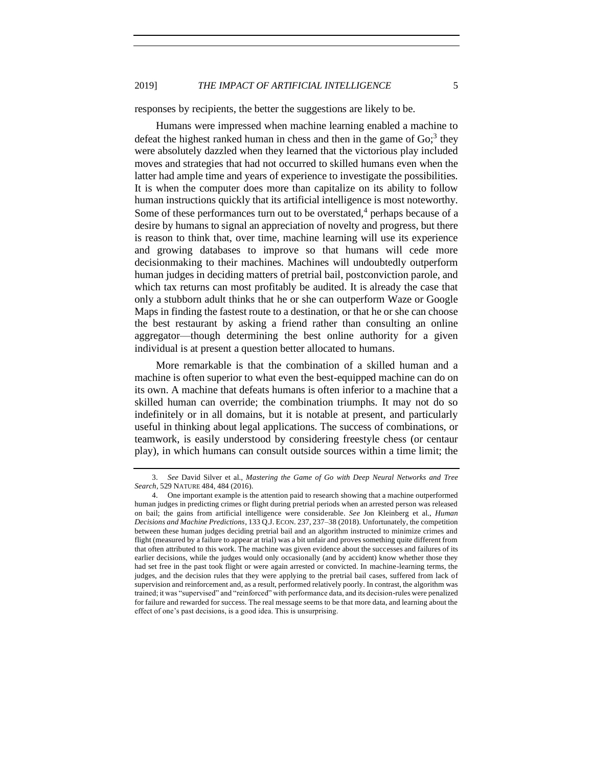responses by recipients, the better the suggestions are likely to be.

Humans were impressed when machine learning enabled a machine to defeat the highest ranked human in chess and then in the game of Go;[3] they were absolutely dazzled when they learned that the victorious play included moves and strategies that had not occurred to skilled humans even when the latter had ample time and years of experience to investigate the possibilities. It is when the computer does more than capitalize on its ability to follow human instructions quickly that its artificial intelligence is most noteworthy. Some of these performances turn out to be overstated,[4] perhaps because of a desire by humans to signal an appreciation of novelty and progress, but there is reason to think that, over time, machine learning will use its experience and growing databases to improve so that humans will cede more decisionmaking to their machines. Machines will undoubtedly outperform human judges in deciding matters of pretrial bail, postconviction parole, and which tax returns can most profitably be audited. It is already the case that only a stubborn adult thinks that he or she can outperform Waze or Google Maps in finding the fastest route to a destination, or that he or she can choose the best restaurant by asking a friend rather than consulting an online aggregator—though determining the best online authority for a given individual is at present a question better allocated to humans.

More remarkable is that the combination of a skilled human and a machine is often superior to what even the best-equipped machine can do on its own. A machine that defeats humans is often inferior to a machine that a skilled human can override; the combination triumphs. It may not do so indefinitely or in all domains, but it is notable at present, and particularly useful in thinking about legal applications. The success of combinations, or teamwork, is easily understood by considering freestyle chess (or centaur play), in which humans can consult outside sources within a time limit; the

---

3. *See* David Silver et al., *Mastering the Game of Go with Deep Neural Networks and Tree Search*, 529 NATURE 484, 484 (2016).

4. One important example is the attention paid to research showing that a machine outperformed human judges in predicting crimes or flight during pretrial periods when an arrested person was released on bail; the gains from artificial intelligence were considerable. *See* Jon Kleinberg et al., *Human Decisions and Machine Predictions*, 133 Q.J. ECON. 237, 237–38 (2018). Unfortunately, the competition between these human judges deciding pretrial bail and an algorithm instructed to minimize crimes and flight (measured by a failure to appear at trial) was a bit unfair and proves something quite different from that often attributed to this work. The machine was given evidence about the successes and failures of its earlier decisions, while the judges would only occasionally (and by accident) know whether those they had set free in the past took flight or were again arrested or convicted. In machine-learning terms, the judges, and the decision rules that they were applying to the pretrial bail cases, suffered from lack of supervision and reinforcement and, as a result, performed relatively poorly. In contrast, the algorithm was trained; it was "supervised" and "reinforced" with performance data, and its decision-rules were penalized for failure and rewarded for success. The real message seems to be that more data, and learning about the effect of one's past decisions, is a good idea. This is unsurprising.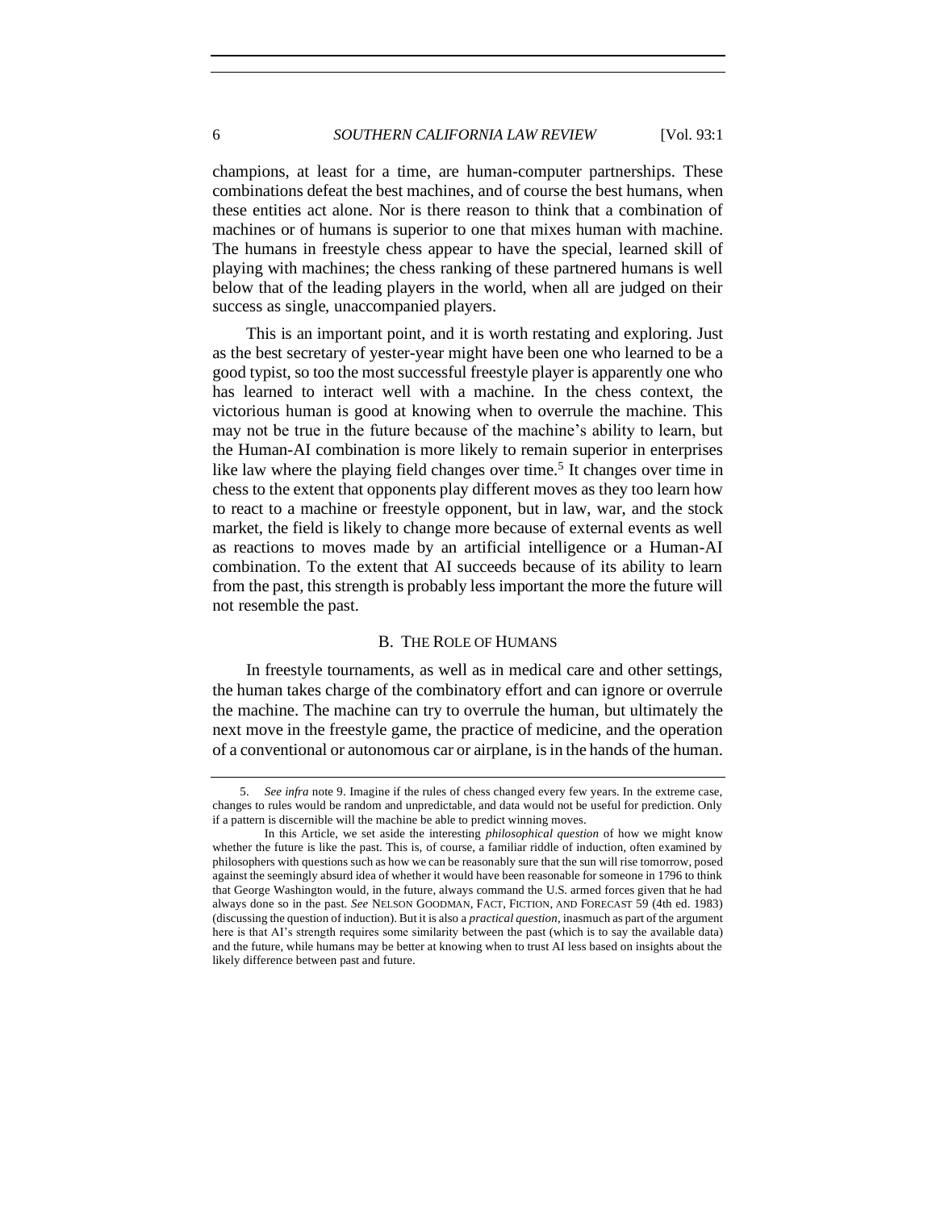champions, at least for a time, are human-computer partnerships. These combinations defeat the best machines, and of course the best humans, when these entities act alone. Nor is there reason to think that a combination of machines or of humans is superior to one that mixes human with machine. The humans in freestyle chess appear to have the special, learned skill of playing with machines; the chess ranking of these partnered humans is well below that of the leading players in the world, when all are judged on their success as single, unaccompanied players.

This is an important point, and it is worth restating and exploring. Just as the best secretary of yester-year might have been one who learned to be a good typist, so too the most successful freestyle player is apparently one who has learned to interact well with a machine. In the chess context, the victorious human is good at knowing when to overrule the machine. This may not be true in the future because of the machine's ability to learn, but the Human-AI combination is more likely to remain superior in enterprises like law where the playing field changes over time.[5] It changes over time in chess to the extent that opponents play different moves as they too learn how to react to a machine or freestyle opponent, but in law, war, and the stock market, the field is likely to change more because of external events as well as reactions to moves made by an artificial intelligence or a Human-AI combination. To the extent that AI succeeds because of its ability to learn from the past, this strength is probably less important the more the future will not resemble the past.

### B. THE ROLE OF HUMANS

In freestyle tournaments, as well as in medical care and other settings, the human takes charge of the combinatory effort and can ignore or overrule the machine. The machine can try to overrule the human, but ultimately the next move in the freestyle game, the practice of medicine, and the operation of a conventional or autonomous car or airplane, is in the hands of the human.

---

5. *See infra* note 9. Imagine if the rules of chess changed every few years. In the extreme case, changes to rules would be random and unpredictable, and data would not be useful for prediction. Only if a pattern is discernible will the machine be able to predict winning moves.

In this Article, we set aside the interesting *philosophical question* of how we might know whether the future is like the past. This is, of course, a familiar riddle of induction, often examined by philosophers with questions such as how we can be reasonably sure that the sun will rise tomorrow, posed against the seemingly absurd idea of whether it would have been reasonable for someone in 1796 to think that George Washington would, in the future, always command the U.S. armed forces given that he had always done so in the past. *See* NELSON GOODMAN, FACT, FICTION, AND FORECAST 59 (4th ed. 1983) (discussing the question of induction). But it is also a *practical question*, inasmuch as part of the argument here is that AI's strength requires some similarity between the past (which is to say the available data) and the future, while humans may be better at knowing when to trust AI less based on insights about the likely difference between past and future.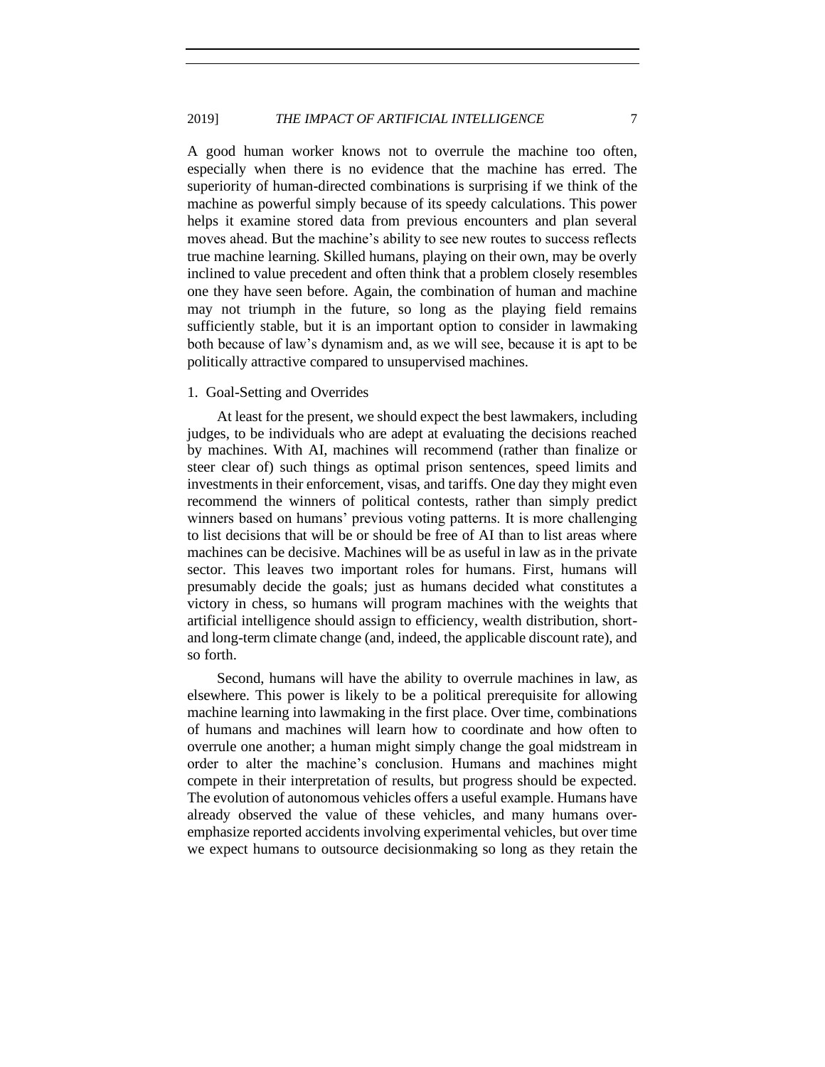A good human worker knows not to overrule the machine too often, especially when there is no evidence that the machine has erred. The superiority of human-directed combinations is surprising if we think of the machine as powerful simply because of its speedy calculations. This power helps it examine stored data from previous encounters and plan several moves ahead. But the machine's ability to see new routes to success reflects true machine learning. Skilled humans, playing on their own, may be overly inclined to value precedent and often think that a problem closely resembles one they have seen before. Again, the combination of human and machine may not triumph in the future, so long as the playing field remains sufficiently stable, but it is an important option to consider in lawmaking both because of law's dynamism and, as we will see, because it is apt to be politically attractive compared to unsupervised machines.

### 1. Goal-Setting and Overrides

At least for the present, we should expect the best lawmakers, including judges, to be individuals who are adept at evaluating the decisions reached by machines. With AI, machines will recommend (rather than finalize or steer clear of) such things as optimal prison sentences, speed limits and investments in their enforcement, visas, and tariffs. One day they might even recommend the winners of political contests, rather than simply predict winners based on humans' previous voting patterns. It is more challenging to list decisions that will be or should be free of AI than to list areas where machines can be decisive. Machines will be as useful in law as in the private sector. This leaves two important roles for humans. First, humans will presumably decide the goals; just as humans decided what constitutes a victory in chess, so humans will program machines with the weights that artificial intelligence should assign to efficiency, wealth distribution, short- and long-term climate change (and, indeed, the applicable discount rate), and so forth.

Second, humans will have the ability to overrule machines in law, as elsewhere. This power is likely to be a political prerequisite for allowing machine learning into lawmaking in the first place. Over time, combinations of humans and machines will learn how to coordinate and how often to overrule one another; a human might simply change the goal midstream in order to alter the machine's conclusion. Humans and machines might compete in their interpretation of results, but progress should be expected. The evolution of autonomous vehicles offers a useful example. Humans have already observed the value of these vehicles, and many humans over-emphasize reported accidents involving experimental vehicles, but over time we expect humans to outsource decisionmaking so long as they retain the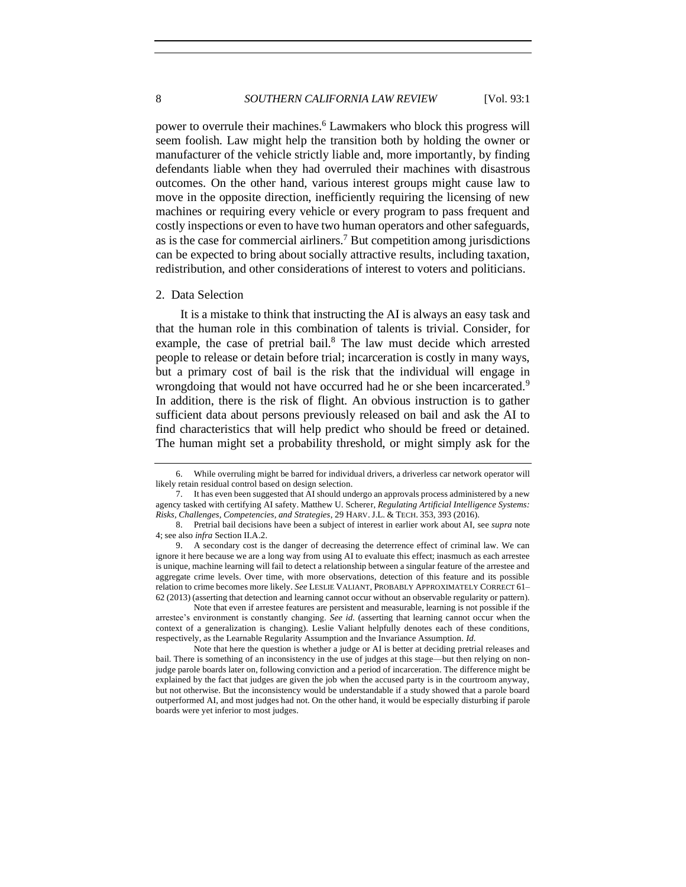power to overrule their machines.[6] Lawmakers who block this progress will seem foolish. Law might help the transition both by holding the owner or manufacturer of the vehicle strictly liable and, more importantly, by finding defendants liable when they had overruled their machines with disastrous outcomes. On the other hand, various interest groups might cause law to move in the opposite direction, inefficiently requiring the licensing of new machines or requiring every vehicle or every program to pass frequent and costly inspections or even to have two human operators and other safeguards, as is the case for commercial airliners.[7] But competition among jurisdictions can be expected to bring about socially attractive results, including taxation, redistribution, and other considerations of interest to voters and politicians.

### 2. Data Selection

It is a mistake to think that instructing the AI is always an easy task and that the human role in this combination of talents is trivial. Consider, for example, the case of pretrial bail.[8] The law must decide which arrested people to release or detain before trial; incarceration is costly in many ways, but a primary cost of bail is the risk that the individual will engage in wrongdoing that would not have occurred had he or she been incarcerated.[9] In addition, there is the risk of flight. An obvious instruction is to gather sufficient data about persons previously released on bail and ask the AI to find characteristics that will help predict who should be freed or detained. The human might set a probability threshold, or might simply ask for the

---

6. While overruling might be barred for individual drivers, a driverless car network operator will likely retain residual control based on design selection.

7. It has even been suggested that AI should undergo an approvals process administered by a new agency tasked with certifying AI safety. Matthew U. Scherer, *Regulating Artificial Intelligence Systems: Risks, Challenges, Competencies, and Strategies*, 29 HARV. J.L. & TECH. 353, 393 (2016).

8. Pretrial bail decisions have been a subject of interest in earlier work about AI, see *supra* note 4; see also *infra* Section II.A.2.

9. A secondary cost is the danger of decreasing the deterrence effect of criminal law. We can ignore it here because we are a long way from using AI to evaluate this effect; inasmuch as each arrestee is unique, machine learning will fail to detect a relationship between a singular feature of the arrestee and aggregate crime levels. Over time, with more observations, detection of this feature and its possible relation to crime becomes more likely. *See* LESLIE VALIANT, PROBABLY APPROXIMATELY CORRECT 61–62 (2013) (asserting that detection and learning cannot occur without an observable regularity or pattern).

Note that even if arrestee features are persistent and measurable, learning is not possible if the arrestee's environment is constantly changing. *See id.* (asserting that learning cannot occur when the context of a generalization is changing). Leslie Valiant helpfully denotes each of these conditions, respectively, as the Learnable Regularity Assumption and the Invariance Assumption. *Id.*

Note that here the question is whether a judge or AI is better at deciding pretrial releases and bail. There is something of an inconsistency in the use of judges at this stage—but then relying on non-judge parole boards later on, following conviction and a period of incarceration. The difference might be explained by the fact that judges are given the job when the accused party is in the courtroom anyway, but not otherwise. But the inconsistency would be understandable if a study showed that a parole board outperformed AI, and most judges had not. On the other hand, it would be especially disturbing if parole boards were yet inferior to most judges.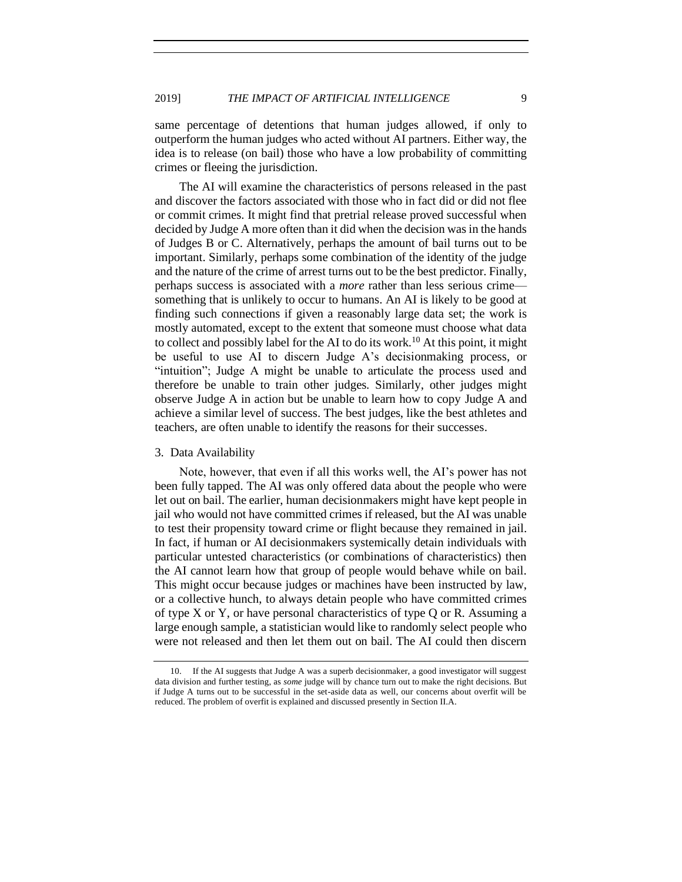same percentage of detentions that human judges allowed, if only to outperform the human judges who acted without AI partners. Either way, the idea is to release (on bail) those who have a low probability of committing crimes or fleeing the jurisdiction.

The AI will examine the characteristics of persons released in the past and discover the factors associated with those who in fact did or did not flee or commit crimes. It might find that pretrial release proved successful when decided by Judge A more often than it did when the decision was in the hands of Judges B or C. Alternatively, perhaps the amount of bail turns out to be important. Similarly, perhaps some combination of the identity of the judge and the nature of the crime of arrest turns out to be the best predictor. Finally, perhaps success is associated with a *more* rather than less serious crime—something that is unlikely to occur to humans. An AI is likely to be good at finding such connections if given a reasonably large data set; the work is mostly automated, except to the extent that someone must choose what data to collect and possibly label for the AI to do its work.[10] At this point, it might be useful to use AI to discern Judge A's decisionmaking process, or "intuition"; Judge A might be unable to articulate the process used and therefore be unable to train other judges. Similarly, other judges might observe Judge A in action but be unable to learn how to copy Judge A and achieve a similar level of success. The best judges, like the best athletes and teachers, are often unable to identify the reasons for their successes.

### 3. Data Availability

Note, however, that even if all this works well, the AI's power has not been fully tapped. The AI was only offered data about the people who were let out on bail. The earlier, human decisionmakers might have kept people in jail who would not have committed crimes if released, but the AI was unable to test their propensity toward crime or flight because they remained in jail. In fact, if human or AI decisionmakers systemically detain individuals with particular untested characteristics (or combinations of characteristics) then the AI cannot learn how that group of people would behave while on bail. This might occur because judges or machines have been instructed by law, or a collective hunch, to always detain people who have committed crimes of type X or Y, or have personal characteristics of type Q or R. Assuming a large enough sample, a statistician would like to randomly select people who were not released and then let them out on bail. The AI could then discern

---

10. If the AI suggests that Judge A was a superb decisionmaker, a good investigator will suggest data division and further testing, as *some* judge will by chance turn out to make the right decisions. But if Judge A turns out to be successful in the set-aside data as well, our concerns about overfit will be reduced. The problem of overfit is explained and discussed presently in Section II.A.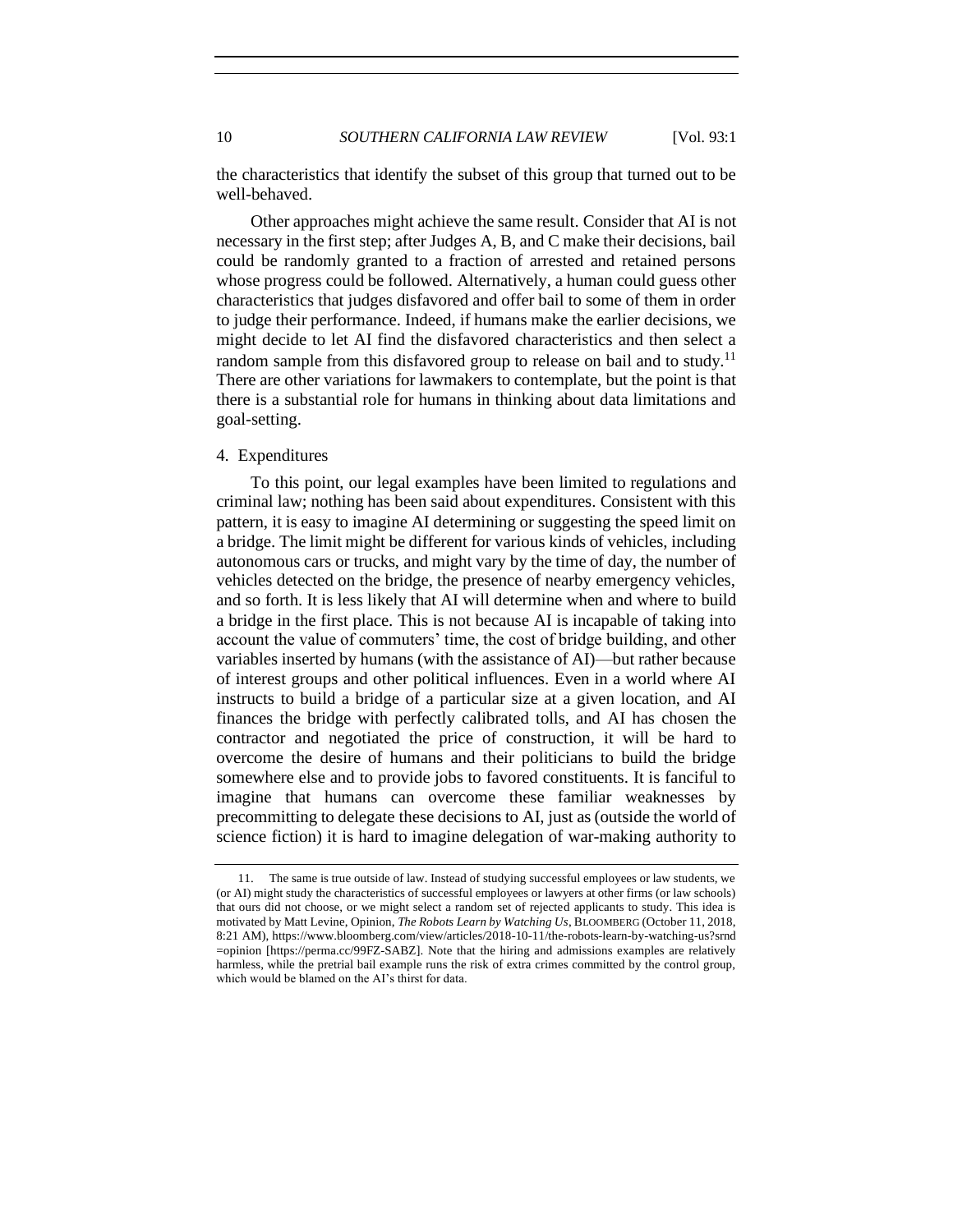the characteristics that identify the subset of this group that turned out to be well-behaved.

Other approaches might achieve the same result. Consider that AI is not necessary in the first step; after Judges A, B, and C make their decisions, bail could be randomly granted to a fraction of arrested and retained persons whose progress could be followed. Alternatively, a human could guess other characteristics that judges disfavored and offer bail to some of them in order to judge their performance. Indeed, if humans make the earlier decisions, we might decide to let AI find the disfavored characteristics and then select a random sample from this disfavored group to release on bail and to study.[11] There are other variations for lawmakers to contemplate, but the point is that there is a substantial role for humans in thinking about data limitations and goal-setting.

#### 4. Expenditures

To this point, our legal examples have been limited to regulations and criminal law; nothing has been said about expenditures. Consistent with this pattern, it is easy to imagine AI determining or suggesting the speed limit on a bridge. The limit might be different for various kinds of vehicles, including autonomous cars or trucks, and might vary by the time of day, the number of vehicles detected on the bridge, the presence of nearby emergency vehicles, and so forth. It is less likely that AI will determine when and where to build a bridge in the first place. This is not because AI is incapable of taking into account the value of commuters' time, the cost of bridge building, and other variables inserted by humans (with the assistance of AI)—but rather because of interest groups and other political influences. Even in a world where AI instructs to build a bridge of a particular size at a given location, and AI finances the bridge with perfectly calibrated tolls, and AI has chosen the contractor and negotiated the price of construction, it will be hard to overcome the desire of humans and their politicians to build the bridge somewhere else and to provide jobs to favored constituents. It is fanciful to imagine that humans can overcome these familiar weaknesses by precommitting to delegate these decisions to AI, just as (outside the world of science fiction) it is hard to imagine delegation of war-making authority to

---

11. The same is true outside of law. Instead of studying successful employees or law students, we (or AI) might study the characteristics of successful employees or lawyers at other firms (or law schools) that ours did not choose, or we might select a random set of rejected applicants to study. This idea is motivated by Matt Levine, Opinion, *The Robots Learn by Watching Us*, BLOOMBERG (October 11, 2018, 8:21 AM), https://www.bloomberg.com/view/articles/2018-10-11/the-robots-learn-by-watching-us?srnd=opinion [https://perma.cc/99FZ-SABZ]. Note that the hiring and admissions examples are relatively harmless, while the pretrial bail example runs the risk of extra crimes committed by the control group, which would be blamed on the AI's thirst for data.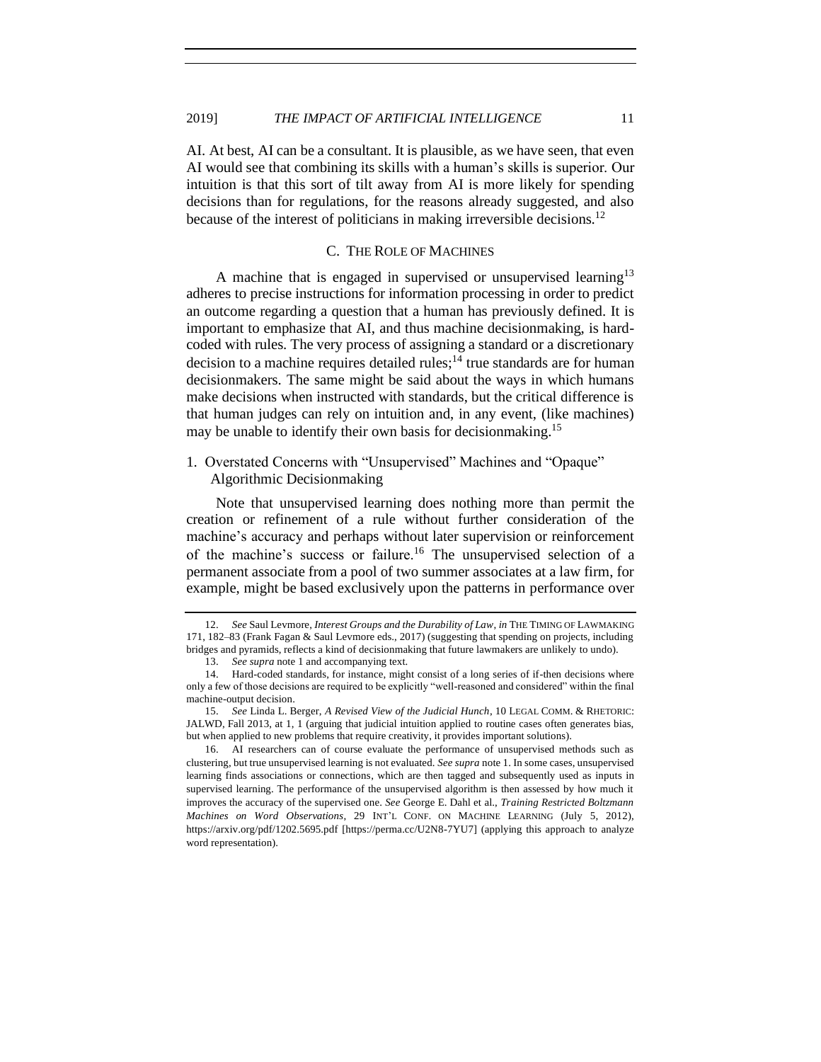AI. At best, AI can be a consultant. It is plausible, as we have seen, that even AI would see that combining its skills with a human's skills is superior. Our intuition is that this sort of tilt away from AI is more likely for spending decisions than for regulations, for the reasons already suggested, and also because of the interest of politicians in making irreversible decisions.[12]

### C. THE ROLE OF MACHINES

A machine that is engaged in supervised or unsupervised learning[13] adheres to precise instructions for information processing in order to predict an outcome regarding a question that a human has previously defined. It is important to emphasize that AI, and thus machine decisionmaking, is hard-coded with rules. The very process of assigning a standard or a discretionary decision to a machine requires detailed rules;[14] true standards are for human decisionmakers. The same might be said about the ways in which humans make decisions when instructed with standards, but the critical difference is that human judges can rely on intuition and, in any event, (like machines) may be unable to identify their own basis for decisionmaking.[15]

#### 1. Overstated Concerns with "Unsupervised" Machines and "Opaque" Algorithmic Decisionmaking

Note that unsupervised learning does nothing more than permit the creation or refinement of a rule without further consideration of the machine's accuracy and perhaps without later supervision or reinforcement of the machine's success or failure.[16] The unsupervised selection of a permanent associate from a pool of two summer associates at a law firm, for example, might be based exclusively upon the patterns in performance over

---

12. *See* Saul Levmore, *Interest Groups and the Durability of Law*, *in* THE TIMING OF LAWMAKING 171, 182–83 (Frank Fagan & Saul Levmore eds., 2017) (suggesting that spending on projects, including bridges and pyramids, reflects a kind of decisionmaking that future lawmakers are unlikely to undo).

13. *See supra* note 1 and accompanying text.

14. Hard-coded standards, for instance, might consist of a long series of if-then decisions where only a few of those decisions are required to be explicitly "well-reasoned and considered" within the final machine-output decision.

15. *See* Linda L. Berger, *A Revised View of the Judicial Hunch*, 10 LEGAL COMM. & RHETORIC: JALWD, Fall 2013, at 1, 1 (arguing that judicial intuition applied to routine cases often generates bias, but when applied to new problems that require creativity, it provides important solutions).

16. AI researchers can of course evaluate the performance of unsupervised methods such as clustering, but true unsupervised learning is not evaluated. *See supra* note 1. In some cases, unsupervised learning finds associations or connections, which are then tagged and subsequently used as inputs in supervised learning. The performance of the unsupervised algorithm is then assessed by how much it improves the accuracy of the supervised one. *See* George E. Dahl et al., *Training Restricted Boltzmann Machines on Word Observations*, 29 INT'L CONF. ON MACHINE LEARNING (July 5, 2012), https://arxiv.org/pdf/1202.5695.pdf [https://perma.cc/U2N8-7YU7] (applying this approach to analyze word representation).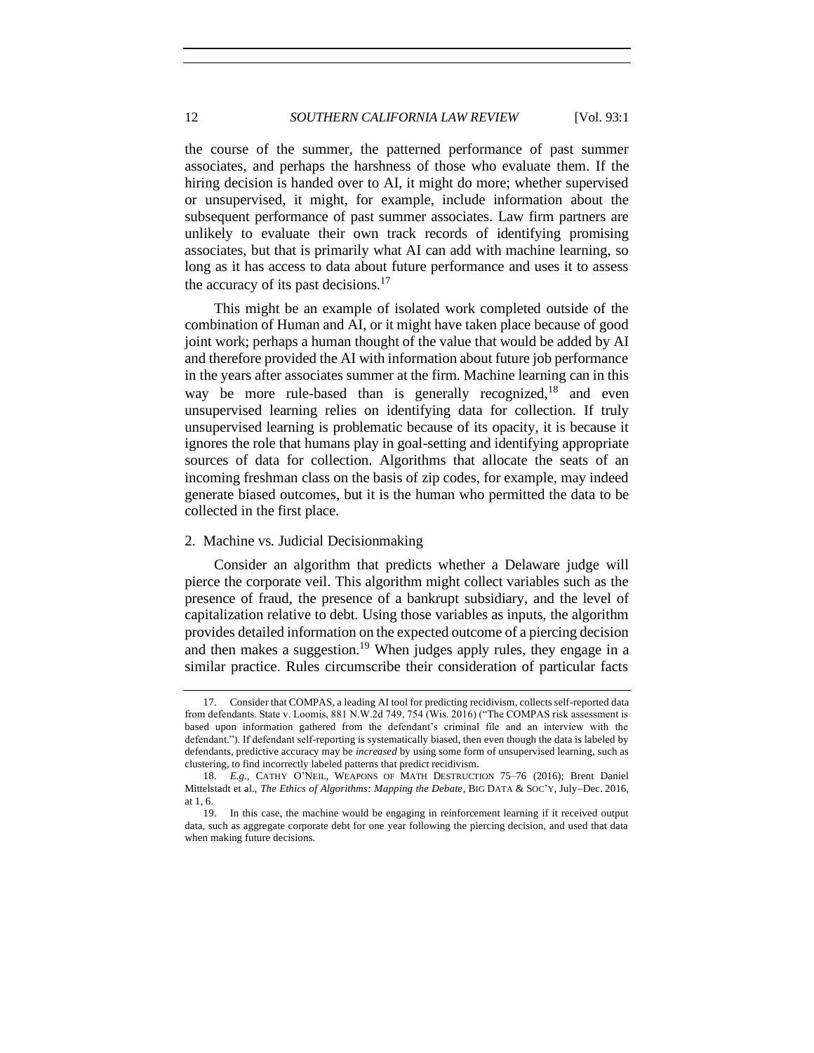the course of the summer, the patterned performance of past summer associates, and perhaps the harshness of those who evaluate them. If the hiring decision is handed over to AI, it might do more; whether supervised or unsupervised, it might, for example, include information about the subsequent performance of past summer associates. Law firm partners are unlikely to evaluate their own track records of identifying promising associates, but that is primarily what AI can add with machine learning, so long as it has access to data about future performance and uses it to assess the accuracy of its past decisions.[17]

This might be an example of isolated work completed outside of the combination of Human and AI, or it might have taken place because of good joint work; perhaps a human thought of the value that would be added by AI and therefore provided the AI with information about future job performance in the years after associates summer at the firm. Machine learning can in this way be more rule-based than is generally recognized,[18] and even unsupervised learning relies on identifying data for collection. If truly unsupervised learning is problematic because of its opacity, it is because it ignores the role that humans play in goal-setting and identifying appropriate sources of data for collection. Algorithms that allocate the seats of an incoming freshman class on the basis of zip codes, for example, may indeed generate biased outcomes, but it is the human who permitted the data to be collected in the first place.

### 2. Machine vs. Judicial Decisionmaking

Consider an algorithm that predicts whether a Delaware judge will pierce the corporate veil. This algorithm might collect variables such as the presence of fraud, the presence of a bankrupt subsidiary, and the level of capitalization relative to debt. Using those variables as inputs, the algorithm provides detailed information on the expected outcome of a piercing decision and then makes a suggestion.[19] When judges apply rules, they engage in a similar practice. Rules circumscribe their consideration of particular facts

---

17. Consider that COMPAS, a leading AI tool for predicting recidivism, collects self-reported data from defendants. State v. Loomis, 881 N.W.2d 749, 754 (Wis. 2016) ("The COMPAS risk assessment is based upon information gathered from the defendant's criminal file and an interview with the defendant."). If defendant self-reporting is systematically biased, then even though the data is labeled by defendants, predictive accuracy may be *increased* by using some form of unsupervised learning, such as clustering, to find incorrectly labeled patterns that predict recidivism.

18. *E.g.*, CATHY O'NEIL, WEAPONS OF MATH DESTRUCTION 75–76 (2016); Brent Daniel Mittelstadt et al., *The Ethics of Algorithms: Mapping the Debate*, BIG DATA & SOC'Y, July–Dec. 2016, at 1, 6.

19. In this case, the machine would be engaging in reinforcement learning if it received output data, such as aggregate corporate debt for one year following the piercing decision, and used that data when making future decisions.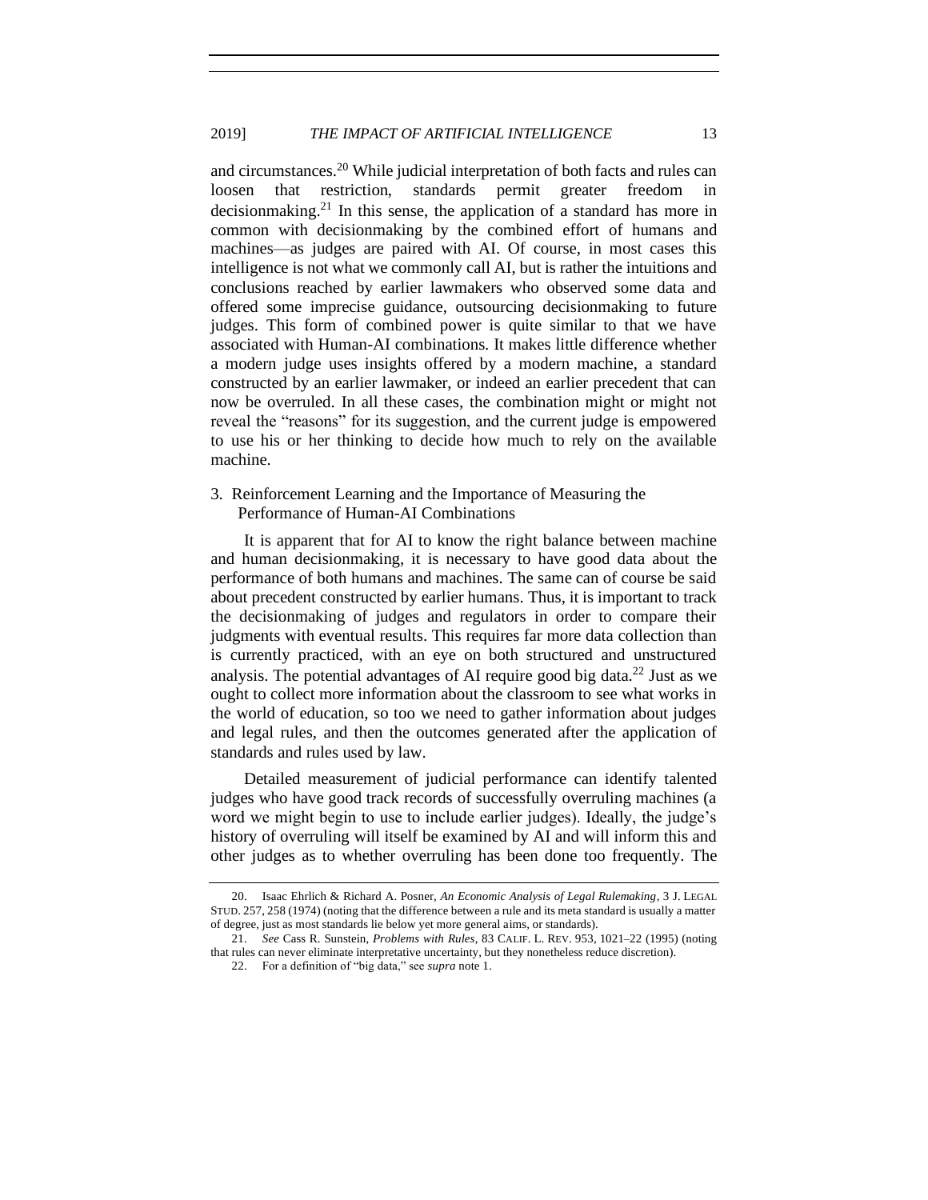and circumstances.[20] While judicial interpretation of both facts and rules can loosen that restriction, standards permit greater freedom in decisionmaking.[21] In this sense, the application of a standard has more in common with decisionmaking by the combined effort of humans and machines—as judges are paired with AI. Of course, in most cases this intelligence is not what we commonly call AI, but is rather the intuitions and conclusions reached by earlier lawmakers who observed some data and offered some imprecise guidance, outsourcing decisionmaking to future judges. This form of combined power is quite similar to that we have associated with Human-AI combinations. It makes little difference whether a modern judge uses insights offered by a modern machine, a standard constructed by an earlier lawmaker, or indeed an earlier precedent that can now be overruled. In all these cases, the combination might or might not reveal the "reasons" for its suggestion, and the current judge is empowered to use his or her thinking to decide how much to rely on the available machine.

### 3. Reinforcement Learning and the Importance of Measuring the Performance of Human-AI Combinations

It is apparent that for AI to know the right balance between machine and human decisionmaking, it is necessary to have good data about the performance of both humans and machines. The same can of course be said about precedent constructed by earlier humans. Thus, it is important to track the decisionmaking of judges and regulators in order to compare their judgments with eventual results. This requires far more data collection than is currently practiced, with an eye on both structured and unstructured analysis. The potential advantages of AI require good big data.[22] Just as we ought to collect more information about the classroom to see what works in the world of education, so too we need to gather information about judges and legal rules, and then the outcomes generated after the application of standards and rules used by law.

Detailed measurement of judicial performance can identify talented judges who have good track records of successfully overruling machines (a word we might begin to use to include earlier judges). Ideally, the judge's history of overruling will itself be examined by AI and will inform this and other judges as to whether overruling has been done too frequently. The

---

20. Isaac Ehrlich & Richard A. Posner, *An Economic Analysis of Legal Rulemaking*, 3 J. LEGAL STUD. 257, 258 (1974) (noting that the difference between a rule and its meta standard is usually a matter of degree, just as most standards lie below yet more general aims, or standards).

21. *See* Cass R. Sunstein, *Problems with Rules*, 83 CALIF. L. REV. 953, 1021–22 (1995) (noting that rules can never eliminate interpretative uncertainty, but they nonetheless reduce discretion).

22. For a definition of "big data," see *supra* note 1.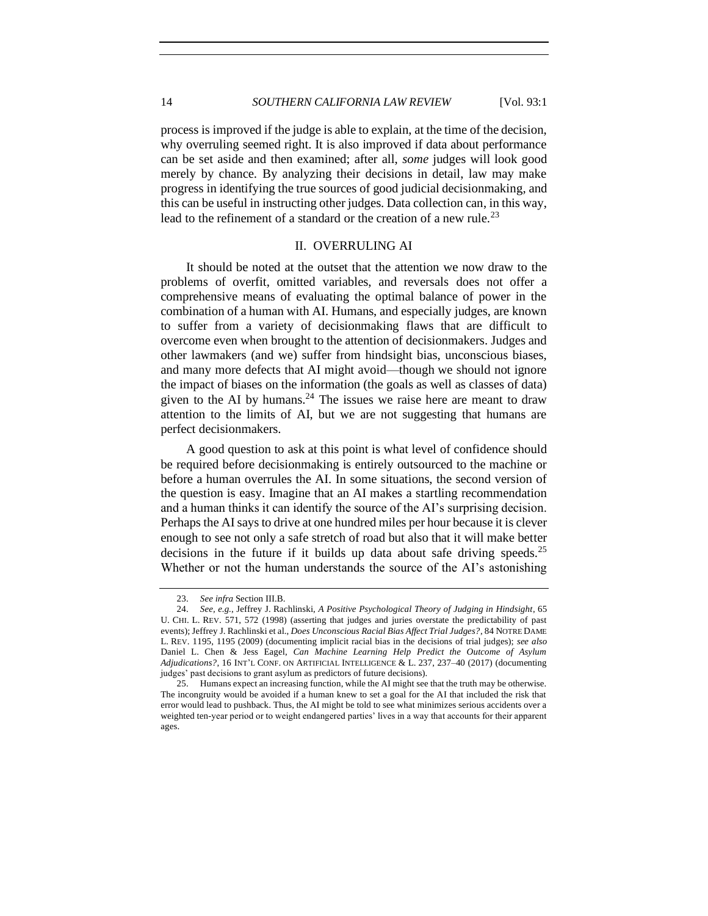process is improved if the judge is able to explain, at the time of the decision, why overruling seemed right. It is also improved if data about performance can be set aside and then examined; after all, *some* judges will look good merely by chance. By analyzing their decisions in detail, law may make progress in identifying the true sources of good judicial decisionmaking, and this can be useful in instructing other judges. Data collection can, in this way, lead to the refinement of a standard or the creation of a new rule.[23]

## II. OVERRULING AI

It should be noted at the outset that the attention we now draw to the problems of overfit, omitted variables, and reversals does not offer a comprehensive means of evaluating the optimal balance of power in the combination of a human with AI. Humans, and especially judges, are known to suffer from a variety of decisionmaking flaws that are difficult to overcome even when brought to the attention of decisionmakers. Judges and other lawmakers (and we) suffer from hindsight bias, unconscious biases, and many more defects that AI might avoid—though we should not ignore the impact of biases on the information (the goals as well as classes of data) given to the AI by humans.[24] The issues we raise here are meant to draw attention to the limits of AI, but we are not suggesting that humans are perfect decisionmakers.

A good question to ask at this point is what level of confidence should be required before decisionmaking is entirely outsourced to the machine or before a human overrules the AI. In some situations, the second version of the question is easy. Imagine that an AI makes a startling recommendation and a human thinks it can identify the source of the AI's surprising decision. Perhaps the AI says to drive at one hundred miles per hour because it is clever enough to see not only a safe stretch of road but also that it will make better decisions in the future if it builds up data about safe driving speeds.[25] Whether or not the human understands the source of the AI's astonishing

---

23. *See infra* Section III.B.

24. *See, e.g.*, Jeffrey J. Rachlinski, *A Positive Psychological Theory of Judging in Hindsight*, 65 U. CHI. L. REV. 571, 572 (1998) (asserting that judges and juries overstate the predictability of past events); Jeffrey J. Rachlinski et al., *Does Unconscious Racial Bias Affect Trial Judges?*, 84 NOTRE DAME L. REV. 1195, 1195 (2009) (documenting implicit racial bias in the decisions of trial judges); *see also* Daniel L. Chen & Jess Eagel, *Can Machine Learning Help Predict the Outcome of Asylum Adjudications?*, 16 INT'L CONF. ON ARTIFICIAL INTELLIGENCE & L. 237, 237–40 (2017) (documenting judges' past decisions to grant asylum as predictors of future decisions).

25. Humans expect an increasing function, while the AI might see that the truth may be otherwise. The incongruity would be avoided if a human knew to set a goal for the AI that included the risk that error would lead to pushback. Thus, the AI might be told to see what minimizes serious accidents over a weighted ten-year period or to weight endangered parties' lives in a way that accounts for their apparent ages.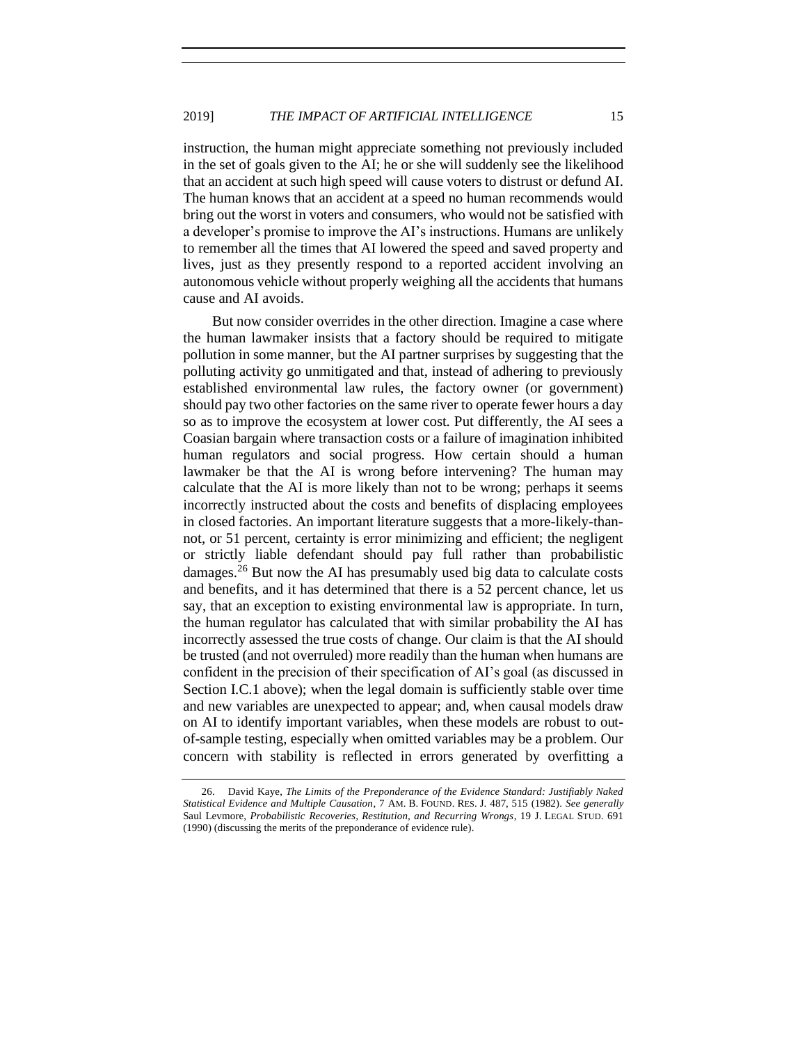instruction, the human might appreciate something not previously included in the set of goals given to the AI; he or she will suddenly see the likelihood that an accident at such high speed will cause voters to distrust or defund AI. The human knows that an accident at a speed no human recommends would bring out the worst in voters and consumers, who would not be satisfied with a developer's promise to improve the AI's instructions. Humans are unlikely to remember all the times that AI lowered the speed and saved property and lives, just as they presently respond to a reported accident involving an autonomous vehicle without properly weighing all the accidents that humans cause and AI avoids.

But now consider overrides in the other direction. Imagine a case where the human lawmaker insists that a factory should be required to mitigate pollution in some manner, but the AI partner surprises by suggesting that the polluting activity go unmitigated and that, instead of adhering to previously established environmental law rules, the factory owner (or government) should pay two other factories on the same river to operate fewer hours a day so as to improve the ecosystem at lower cost. Put differently, the AI sees a Coasian bargain where transaction costs or a failure of imagination inhibited human regulators and social progress. How certain should a human lawmaker be that the AI is wrong before intervening? The human may calculate that the AI is more likely than not to be wrong; perhaps it seems incorrectly instructed about the costs and benefits of displacing employees in closed factories. An important literature suggests that a more-likely-than-not, or 51 percent, certainty is error minimizing and efficient; the negligent or strictly liable defendant should pay full rather than probabilistic damages.[26] But now the AI has presumably used big data to calculate costs and benefits, and it has determined that there is a 52 percent chance, let us say, that an exception to existing environmental law is appropriate. In turn, the human regulator has calculated that with similar probability the AI has incorrectly assessed the true costs of change. Our claim is that the AI should be trusted (and not overruled) more readily than the human when humans are confident in the precision of their specification of AI's goal (as discussed in Section I.C.1 above); when the legal domain is sufficiently stable over time and new variables are unexpected to appear; and, when causal models draw on AI to identify important variables, when these models are robust to out-of-sample testing, especially when omitted variables may be a problem. Our concern with stability is reflected in errors generated by overfitting a

---

26. David Kaye, *The Limits of the Preponderance of the Evidence Standard: Justifiably Naked Statistical Evidence and Multiple Causation*, 7 AM. B. FOUND. RES. J. 487, 515 (1982). *See generally* Saul Levmore, *Probabilistic Recoveries, Restitution, and Recurring Wrongs*, 19 J. LEGAL STUD. 691 (1990) (discussing the merits of the preponderance of evidence rule).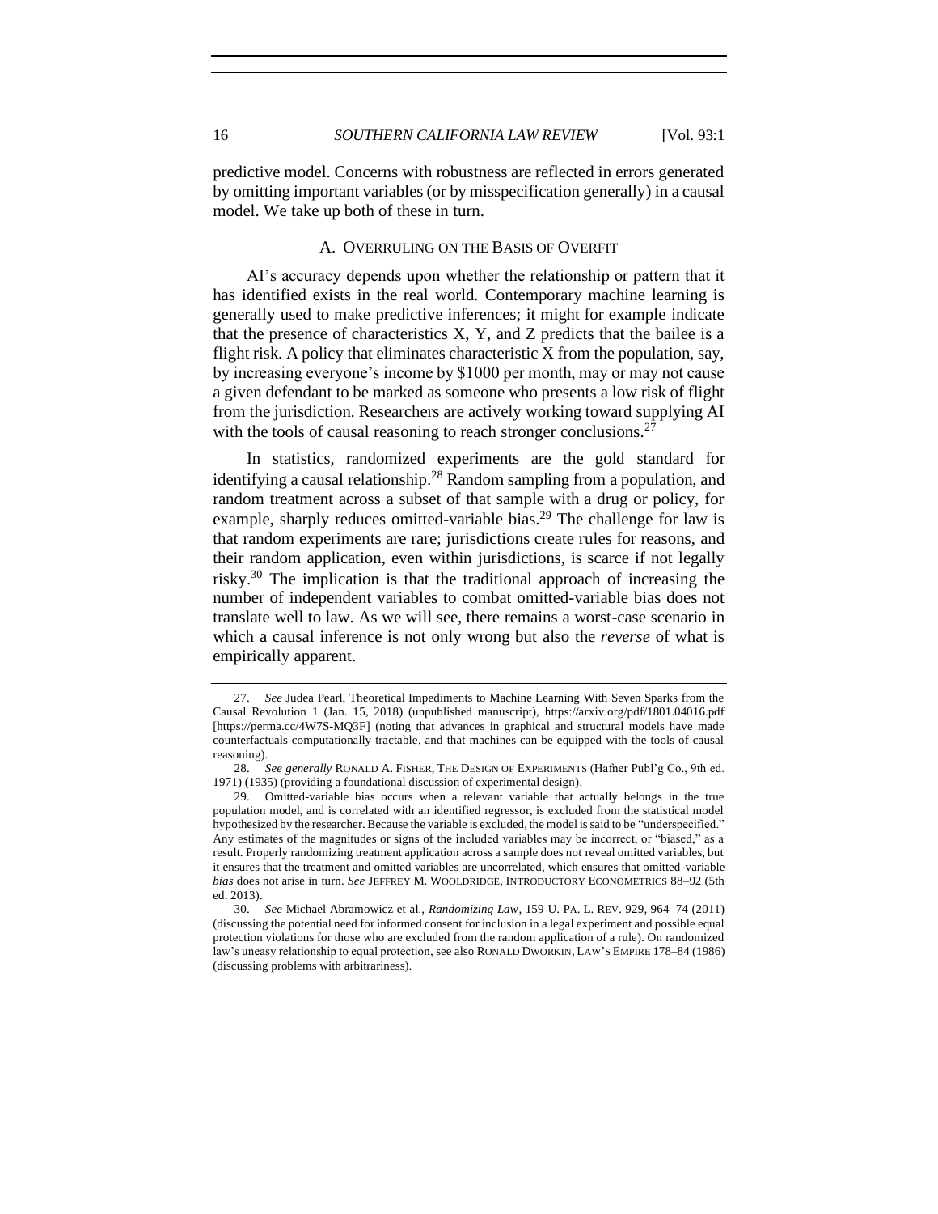predictive model. Concerns with robustness are reflected in errors generated by omitting important variables (or by misspecification generally) in a causal model. We take up both of these in turn.

### A. OVERRULING ON THE BASIS OF OVERFIT

AI's accuracy depends upon whether the relationship or pattern that it has identified exists in the real world. Contemporary machine learning is generally used to make predictive inferences; it might for example indicate that the presence of characteristics X, Y, and Z predicts that the bailee is a flight risk. A policy that eliminates characteristic X from the population, say, by increasing everyone's income by $1000 per month, may or may not cause a given defendant to be marked as someone who presents a low risk of flight from the jurisdiction. Researchers are actively working toward supplying AI with the tools of causal reasoning to reach stronger conclusions.[27]

In statistics, randomized experiments are the gold standard for identifying a causal relationship.[28] Random sampling from a population, and random treatment across a subset of that sample with a drug or policy, for example, sharply reduces omitted-variable bias.[29] The challenge for law is that random experiments are rare; jurisdictions create rules for reasons, and their random application, even within jurisdictions, is scarce if not legally risky.[30] The implication is that the traditional approach of increasing the number of independent variables to combat omitted-variable bias does not translate well to law. As we will see, there remains a worst-case scenario in which a causal inference is not only wrong but also the *reverse* of what is empirically apparent.

---

27. *See* Judea Pearl, Theoretical Impediments to Machine Learning With Seven Sparks from the Causal Revolution 1 (Jan. 15, 2018) (unpublished manuscript), https://arxiv.org/pdf/1801.04016.pdf [https://perma.cc/4W7S-MQ3F] (noting that advances in graphical and structural models have made counterfactuals computationally tractable, and that machines can be equipped with the tools of causal reasoning).

28. *See generally* RONALD A. FISHER, THE DESIGN OF EXPERIMENTS (Hafner Publ'g Co., 9th ed. 1971) (1935) (providing a foundational discussion of experimental design).

29. Omitted-variable bias occurs when a relevant variable that actually belongs in the true population model, and is correlated with an identified regressor, is excluded from the statistical model hypothesized by the researcher. Because the variable is excluded, the model is said to be "underspecified." Any estimates of the magnitudes or signs of the included variables may be incorrect, or "biased," as a result. Properly randomizing treatment application across a sample does not reveal omitted variables, but it ensures that the treatment and omitted variables are uncorrelated, which ensures that omitted-variable *bias* does not arise in turn. *See* JEFFREY M. WOOLDRIDGE, INTRODUCTORY ECONOMETRICS 88–92 (5th ed. 2013).

30. *See* Michael Abramowicz et al., *Randomizing Law*, 159 U. PA. L. REV. 929, 964–74 (2011) (discussing the potential need for informed consent for inclusion in a legal experiment and possible equal protection violations for those who are excluded from the random application of a rule). On randomized law's uneasy relationship to equal protection, see also RONALD DWORKIN, LAW'S EMPIRE 178–84 (1986) (discussing problems with arbitrariness).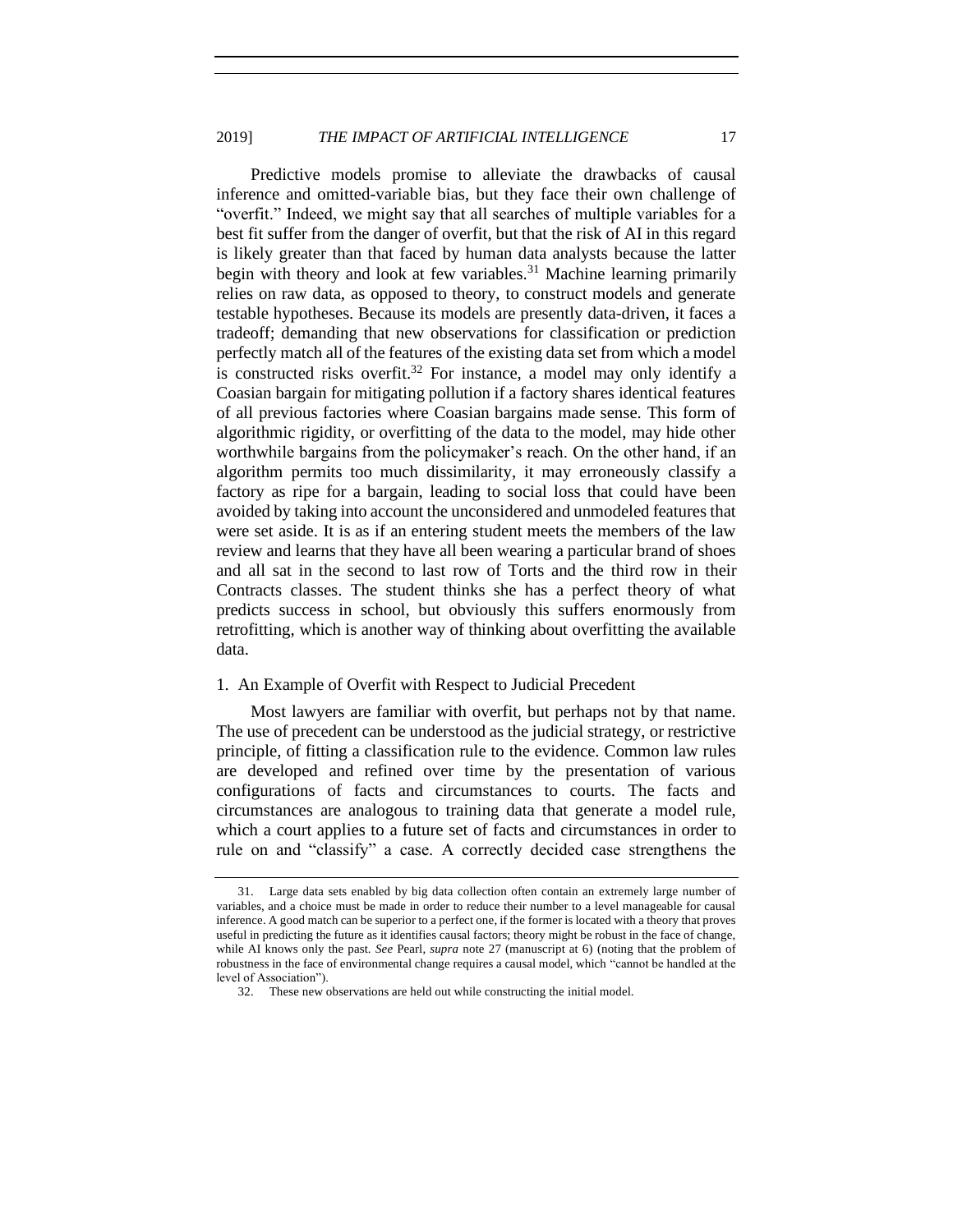Predictive models promise to alleviate the drawbacks of causal inference and omitted-variable bias, but they face their own challenge of "overfit." Indeed, we might say that all searches of multiple variables for a best fit suffer from the danger of overfit, but that the risk of AI in this regard is likely greater than that faced by human data analysts because the latter begin with theory and look at few variables.[31] Machine learning primarily relies on raw data, as opposed to theory, to construct models and generate testable hypotheses. Because its models are presently data-driven, it faces a tradeoff; demanding that new observations for classification or prediction perfectly match all of the features of the existing data set from which a model is constructed risks overfit.[32] For instance, a model may only identify a Coasian bargain for mitigating pollution if a factory shares identical features of all previous factories where Coasian bargains made sense. This form of algorithmic rigidity, or overfitting of the data to the model, may hide other worthwhile bargains from the policymaker's reach. On the other hand, if an algorithm permits too much dissimilarity, it may erroneously classify a factory as ripe for a bargain, leading to social loss that could have been avoided by taking into account the unconsidered and unmodeled features that were set aside. It is as if an entering student meets the members of the law review and learns that they have all been wearing a particular brand of shoes and all sat in the second to last row of Torts and the third row in their Contracts classes. The student thinks she has a perfect theory of what predicts success in school, but obviously this suffers enormously from retrofitting, which is another way of thinking about overfitting the available data.

### 1. An Example of Overfit with Respect to Judicial Precedent

Most lawyers are familiar with overfit, but perhaps not by that name. The use of precedent can be understood as the judicial strategy, or restrictive principle, of fitting a classification rule to the evidence. Common law rules are developed and refined over time by the presentation of various configurations of facts and circumstances to courts. The facts and circumstances are analogous to training data that generate a model rule, which a court applies to a future set of facts and circumstances in order to rule on and "classify" a case. A correctly decided case strengthens the

---

31. Large data sets enabled by big data collection often contain an extremely large number of variables, and a choice must be made in order to reduce their number to a level manageable for causal inference. A good match can be superior to a perfect one, if the former is located with a theory that proves useful in predicting the future as it identifies causal factors; theory might be robust in the face of change, while AI knows only the past. *See* Pearl, *supra* note 27 (manuscript at 6) (noting that the problem of robustness in the face of environmental change requires a causal model, which "cannot be handled at the level of Association").

32. These new observations are held out while constructing the initial model.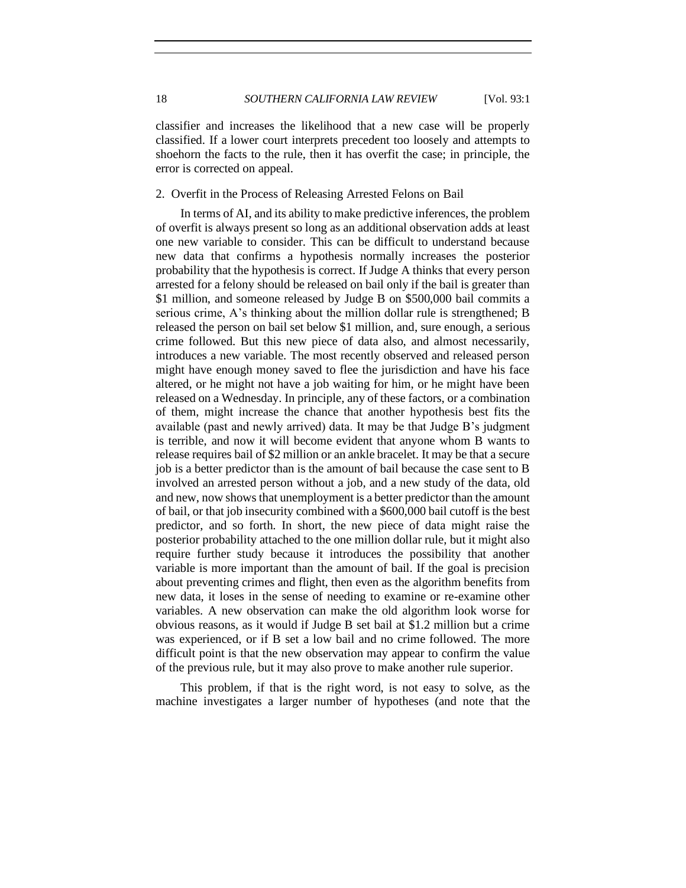classifier and increases the likelihood that a new case will be properly classified. If a lower court interprets precedent too loosely and attempts to shoehorn the facts to the rule, then it has overfit the case; in principle, the error is corrected on appeal.

### 2. Overfit in the Process of Releasing Arrested Felons on Bail

In terms of AI, and its ability to make predictive inferences, the problem of overfit is always present so long as an additional observation adds at least one new variable to consider. This can be difficult to understand because new data that confirms a hypothesis normally increases the posterior probability that the hypothesis is correct. If Judge A thinks that every person arrested for a felony should be released on bail only if the bail is greater than $1 million, and someone released by Judge B on $500,000 bail commits a serious crime, A's thinking about the million dollar rule is strengthened; B released the person on bail set below $1 million, and, sure enough, a serious crime followed. But this new piece of data also, and almost necessarily, introduces a new variable. The most recently observed and released person might have enough money saved to flee the jurisdiction and have his face altered, or he might not have a job waiting for him, or he might have been released on a Wednesday. In principle, any of these factors, or a combination of them, might increase the chance that another hypothesis best fits the available (past and newly arrived) data. It may be that Judge B's judgment is terrible, and now it will become evident that anyone whom B wants to release requires bail of $2 million or an ankle bracelet. It may be that a secure job is a better predictor than is the amount of bail because the case sent to B involved an arrested person without a job, and a new study of the data, old and new, now shows that unemployment is a better predictor than the amount of bail, or that job insecurity combined with a $600,000 bail cutoff is the best predictor, and so forth. In short, the new piece of data might raise the posterior probability attached to the one million dollar rule, but it might also require further study because it introduces the possibility that another variable is more important than the amount of bail. If the goal is precision about preventing crimes and flight, then even as the algorithm benefits from new data, it loses in the sense of needing to examine or re-examine other variables. A new observation can make the old algorithm look worse for obvious reasons, as it would if Judge B set bail at $1.2 million but a crime was experienced, or if B set a low bail and no crime followed. The more difficult point is that the new observation may appear to confirm the value of the previous rule, but it may also prove to make another rule superior.

This problem, if that is the right word, is not easy to solve, as the machine investigates a larger number of hypotheses (and note that the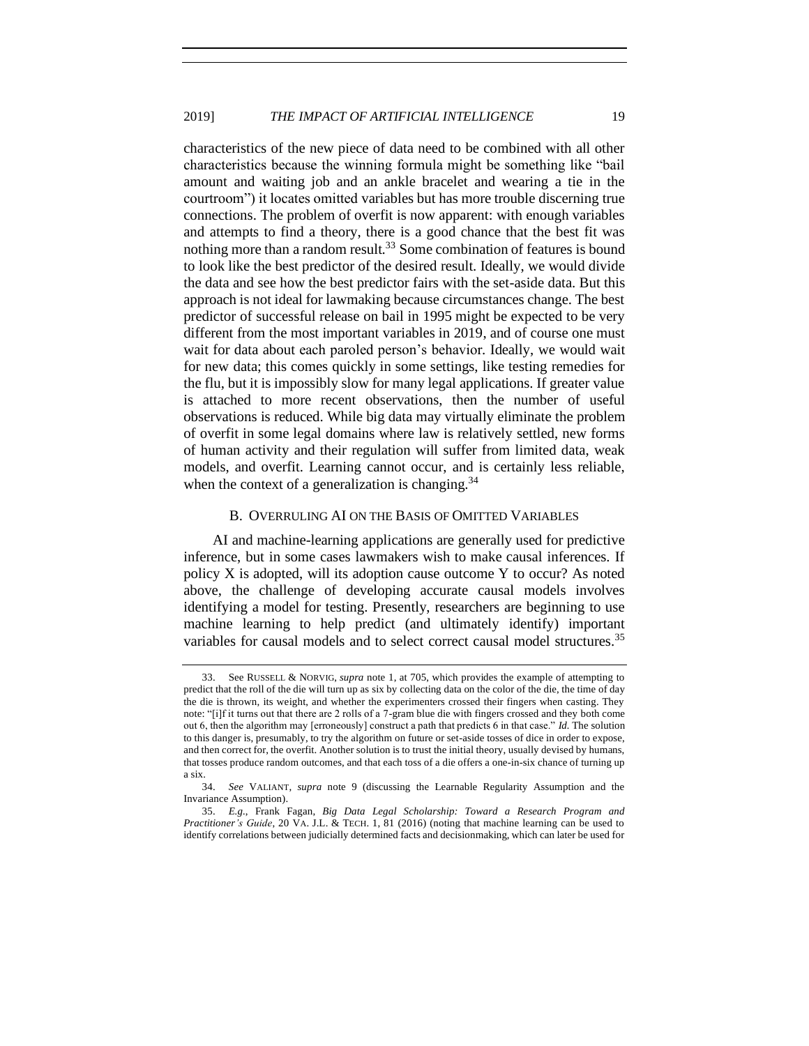characteristics of the new piece of data need to be combined with all other characteristics because the winning formula might be something like "bail amount and waiting job and an ankle bracelet and wearing a tie in the courtroom") it locates omitted variables but has more trouble discerning true connections. The problem of overfit is now apparent: with enough variables and attempts to find a theory, there is a good chance that the best fit was nothing more than a random result.[33] Some combination of features is bound to look like the best predictor of the desired result. Ideally, we would divide the data and see how the best predictor fairs with the set-aside data. But this approach is not ideal for lawmaking because circumstances change. The best predictor of successful release on bail in 1995 might be expected to be very different from the most important variables in 2019, and of course one must wait for data about each paroled person's behavior. Ideally, we would wait for new data; this comes quickly in some settings, like testing remedies for the flu, but it is impossibly slow for many legal applications. If greater value is attached to more recent observations, then the number of useful observations is reduced. While big data may virtually eliminate the problem of overfit in some legal domains where law is relatively settled, new forms of human activity and their regulation will suffer from limited data, weak models, and overfit. Learning cannot occur, and is certainly less reliable, when the context of a generalization is changing.[34]

## B. Overruling AI on the Basis of Omitted Variables

AI and machine-learning applications are generally used for predictive inference, but in some cases lawmakers wish to make causal inferences. If policy X is adopted, will its adoption cause outcome Y to occur? As noted above, the challenge of developing accurate causal models involves identifying a model for testing. Presently, researchers are beginning to use machine learning to help predict (and ultimately identify) important variables for causal models and to select correct causal model structures.[35]

---

33. See Russell & Norvig, *supra* note 1, at 705, which provides the example of attempting to predict that the roll of the die will turn up as six by collecting data on the color of the die, the time of day the die is thrown, its weight, and whether the experimenters crossed their fingers when casting. They note: "[i]f it turns out that there are 2 rolls of a 7-gram blue die with fingers crossed and they both come out 6, then the algorithm may [erroneously] construct a path that predicts 6 in that case." *Id.* The solution to this danger is, presumably, to try the algorithm on future or set-aside tosses of dice in order to expose, and then correct for, the overfit. Another solution is to trust the initial theory, usually devised by humans, that tosses produce random outcomes, and that each toss of a die offers a one-in-six chance of turning up a six.

34. *See* Valiant, *supra* note 9 (discussing the Learnable Regularity Assumption and the Invariance Assumption).

35. *E.g.*, Frank Fagan, *Big Data Legal Scholarship: Toward a Research Program and Practitioner's Guide*, 20 Va. J.L. & Tech. 1, 81 (2016) (noting that machine learning can be used to identify correlations between judicially determined facts and decisionmaking, which can later be used for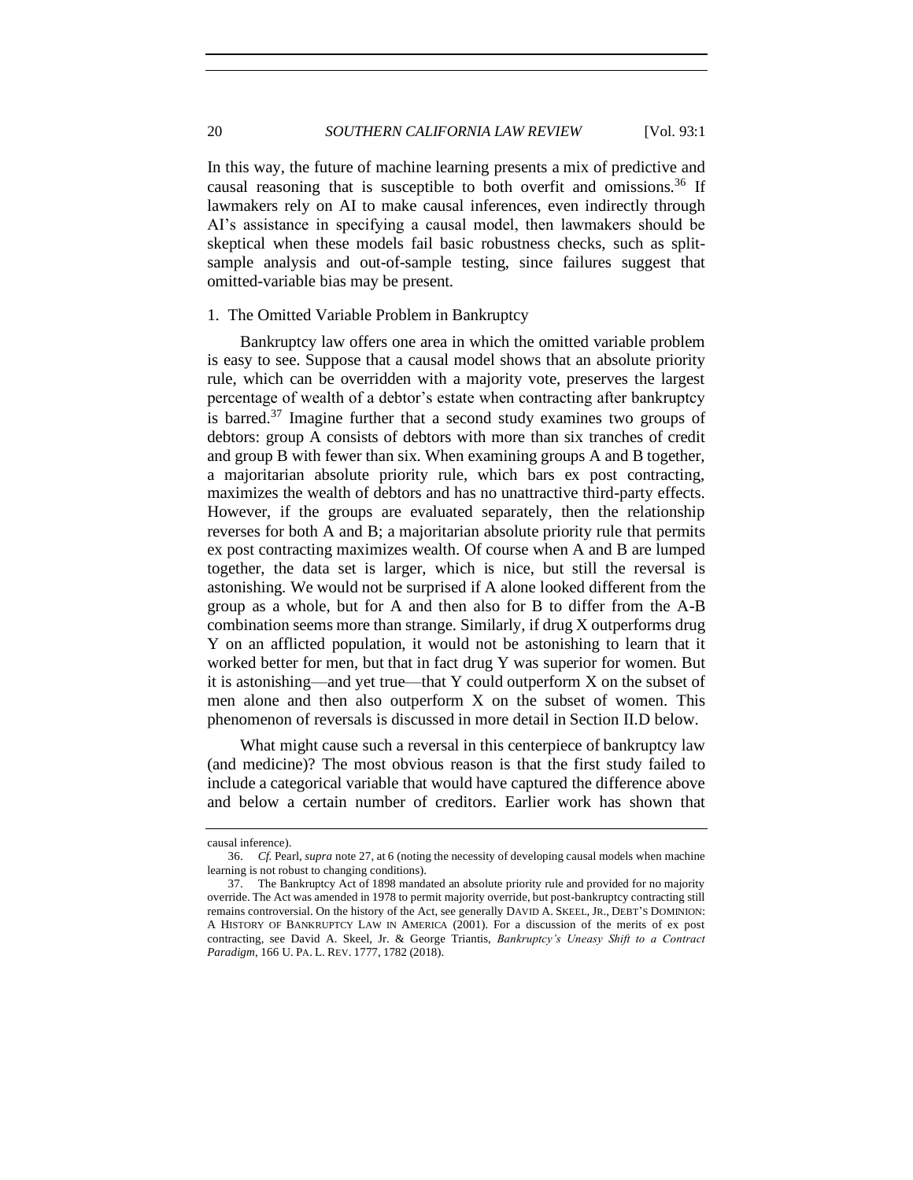In this way, the future of machine learning presents a mix of predictive and causal reasoning that is susceptible to both overfit and omissions.[36] If lawmakers rely on AI to make causal inferences, even indirectly through AI's assistance in specifying a causal model, then lawmakers should be skeptical when these models fail basic robustness checks, such as split-sample analysis and out-of-sample testing, since failures suggest that omitted-variable bias may be present.

### 1. The Omitted Variable Problem in Bankruptcy

Bankruptcy law offers one area in which the omitted variable problem is easy to see. Suppose that a causal model shows that an absolute priority rule, which can be overridden with a majority vote, preserves the largest percentage of wealth of a debtor's estate when contracting after bankruptcy is barred.[37] Imagine further that a second study examines two groups of debtors: group A consists of debtors with more than six tranches of credit and group B with fewer than six. When examining groups A and B together, a majoritarian absolute priority rule, which bars ex post contracting, maximizes the wealth of debtors and has no unattractive third-party effects. However, if the groups are evaluated separately, then the relationship reverses for both A and B; a majoritarian absolute priority rule that permits ex post contracting maximizes wealth. Of course when A and B are lumped together, the data set is larger, which is nice, but still the reversal is astonishing. We would not be surprised if A alone looked different from the group as a whole, but for A and then also for B to differ from the A-B combination seems more than strange. Similarly, if drug X outperforms drug Y on an afflicted population, it would not be astonishing to learn that it worked better for men, but that in fact drug Y was superior for women. But it is astonishing—and yet true—that Y could outperform X on the subset of men alone and then also outperform X on the subset of women. This phenomenon of reversals is discussed in more detail in Section II.D below.

What might cause such a reversal in this centerpiece of bankruptcy law (and medicine)? The most obvious reason is that the first study failed to include a categorical variable that would have captured the difference above and below a certain number of creditors. Earlier work has shown that

---

causal inference).

36. *Cf.* Pearl, *supra* note 27, at 6 (noting the necessity of developing causal models when machine learning is not robust to changing conditions).

37. The Bankruptcy Act of 1898 mandated an absolute priority rule and provided for no majority override. The Act was amended in 1978 to permit majority override, but post-bankruptcy contracting still remains controversial. On the history of the Act, see generally DAVID A. SKEEL, JR., DEBT'S DOMINION: A HISTORY OF BANKRUPTCY LAW IN AMERICA (2001). For a discussion of the merits of ex post contracting, see David A. Skeel, Jr. & George Triantis, *Bankruptcy's Uneasy Shift to a Contract Paradigm*, 166 U. PA. L. REV. 1777, 1782 (2018).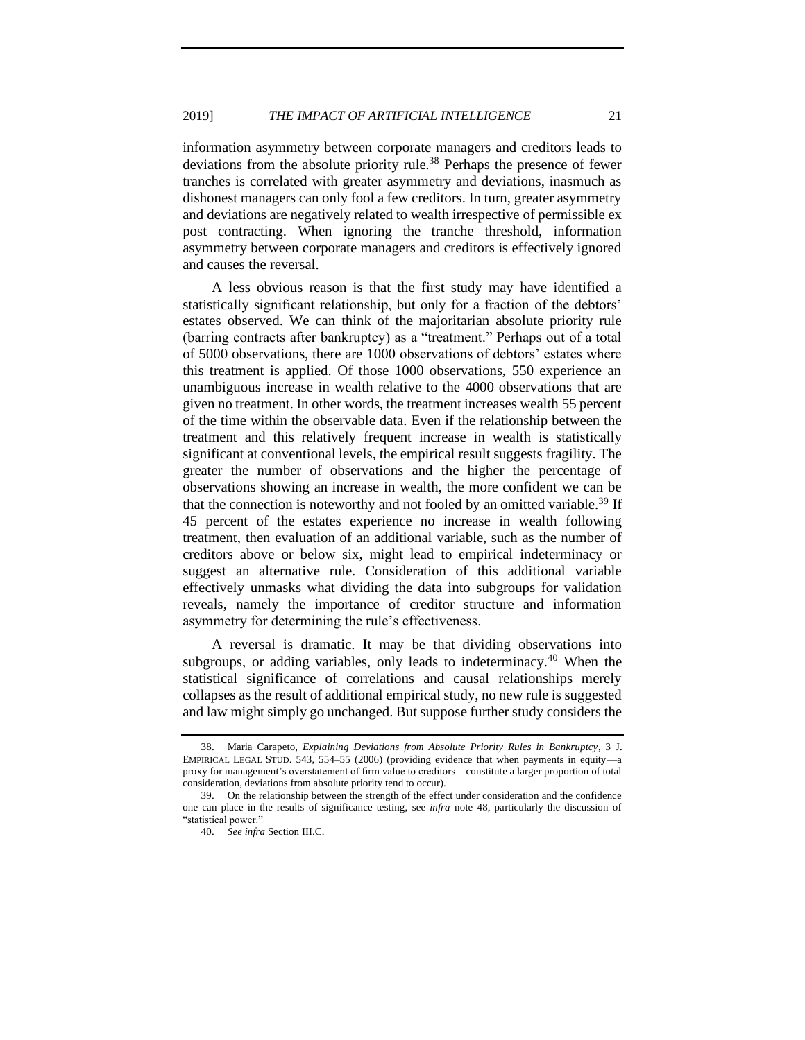information asymmetry between corporate managers and creditors leads to deviations from the absolute priority rule.[38] Perhaps the presence of fewer tranches is correlated with greater asymmetry and deviations, inasmuch as dishonest managers can only fool a few creditors. In turn, greater asymmetry and deviations are negatively related to wealth irrespective of permissible ex post contracting. When ignoring the tranche threshold, information asymmetry between corporate managers and creditors is effectively ignored and causes the reversal.

A less obvious reason is that the first study may have identified a statistically significant relationship, but only for a fraction of the debtors' estates observed. We can think of the majoritarian absolute priority rule (barring contracts after bankruptcy) as a "treatment." Perhaps out of a total of 5000 observations, there are 1000 observations of debtors' estates where this treatment is applied. Of those 1000 observations, 550 experience an unambiguous increase in wealth relative to the 4000 observations that are given no treatment. In other words, the treatment increases wealth 55 percent of the time within the observable data. Even if the relationship between the treatment and this relatively frequent increase in wealth is statistically significant at conventional levels, the empirical result suggests fragility. The greater the number of observations and the higher the percentage of observations showing an increase in wealth, the more confident we can be that the connection is noteworthy and not fooled by an omitted variable.[39] If 45 percent of the estates experience no increase in wealth following treatment, then evaluation of an additional variable, such as the number of creditors above or below six, might lead to empirical indeterminacy or suggest an alternative rule. Consideration of this additional variable effectively unmasks what dividing the data into subgroups for validation reveals, namely the importance of creditor structure and information asymmetry for determining the rule's effectiveness.

A reversal is dramatic. It may be that dividing observations into subgroups, or adding variables, only leads to indeterminacy.[40] When the statistical significance of correlations and causal relationships merely collapses as the result of additional empirical study, no new rule is suggested and law might simply go unchanged. But suppose further study considers the

---

38. Maria Carapeto, *Explaining Deviations from Absolute Priority Rules in Bankruptcy*, 3 J. EMPIRICAL LEGAL STUD. 543, 554–55 (2006) (providing evidence that when payments in equity—a proxy for management's overstatement of firm value to creditors—constitute a larger proportion of total consideration, deviations from absolute priority tend to occur).

39. On the relationship between the strength of the effect under consideration and the confidence one can place in the results of significance testing, see *infra* note 48, particularly the discussion of "statistical power."

40. *See infra* Section III.C.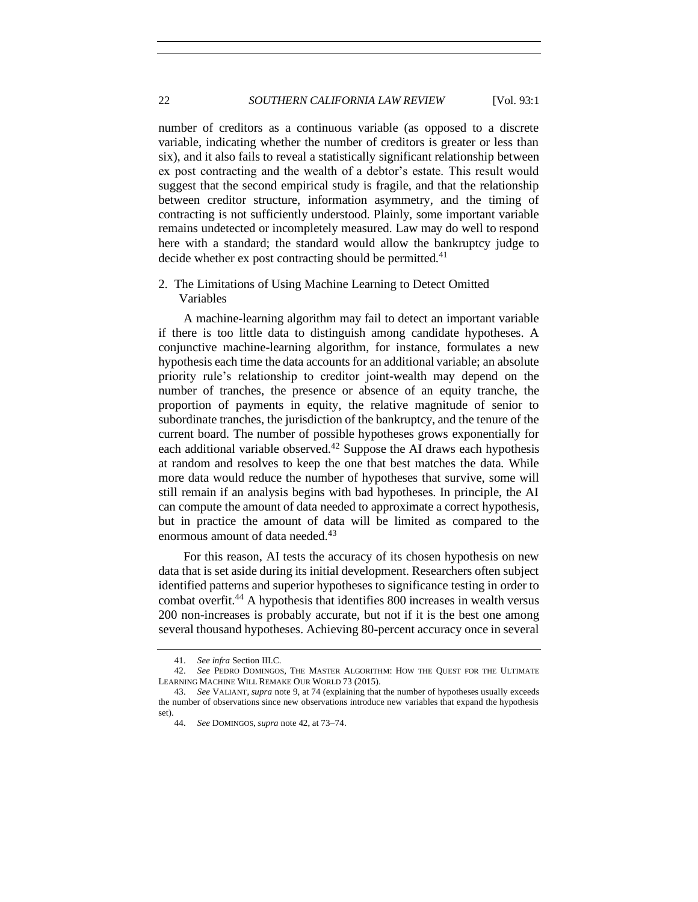number of creditors as a continuous variable (as opposed to a discrete variable, indicating whether the number of creditors is greater or less than six), and it also fails to reveal a statistically significant relationship between ex post contracting and the wealth of a debtor's estate. This result would suggest that the second empirical study is fragile, and that the relationship between creditor structure, information asymmetry, and the timing of contracting is not sufficiently understood. Plainly, some important variable remains undetected or incompletely measured. Law may do well to respond here with a standard; the standard would allow the bankruptcy judge to decide whether ex post contracting should be permitted.[41]

### 2. The Limitations of Using Machine Learning to Detect Omitted Variables

A machine-learning algorithm may fail to detect an important variable if there is too little data to distinguish among candidate hypotheses. A conjunctive machine-learning algorithm, for instance, formulates a new hypothesis each time the data accounts for an additional variable; an absolute priority rule's relationship to creditor joint-wealth may depend on the number of tranches, the presence or absence of an equity tranche, the proportion of payments in equity, the relative magnitude of senior to subordinate tranches, the jurisdiction of the bankruptcy, and the tenure of the current board. The number of possible hypotheses grows exponentially for each additional variable observed.[42] Suppose the AI draws each hypothesis at random and resolves to keep the one that best matches the data. While more data would reduce the number of hypotheses that survive, some will still remain if an analysis begins with bad hypotheses. In principle, the AI can compute the amount of data needed to approximate a correct hypothesis, but in practice the amount of data will be limited as compared to the enormous amount of data needed.[43]

For this reason, AI tests the accuracy of its chosen hypothesis on new data that is set aside during its initial development. Researchers often subject identified patterns and superior hypotheses to significance testing in order to combat overfit.[44] A hypothesis that identifies 800 increases in wealth versus 200 non-increases is probably accurate, but not if it is the best one among several thousand hypotheses. Achieving 80-percent accuracy once in several

41. *See infra* Section III.C.

42. *See* PEDRO DOMINGOS, THE MASTER ALGORITHM: HOW THE QUEST FOR THE ULTIMATE LEARNING MACHINE WILL REMAKE OUR WORLD 73 (2015).

43. *See* VALIANT, *supra* note 9, at 74 (explaining that the number of hypotheses usually exceeds the number of observations since new observations introduce new variables that expand the hypothesis set).

44. *See* DOMINGOS, *supra* note 42, at 73–74.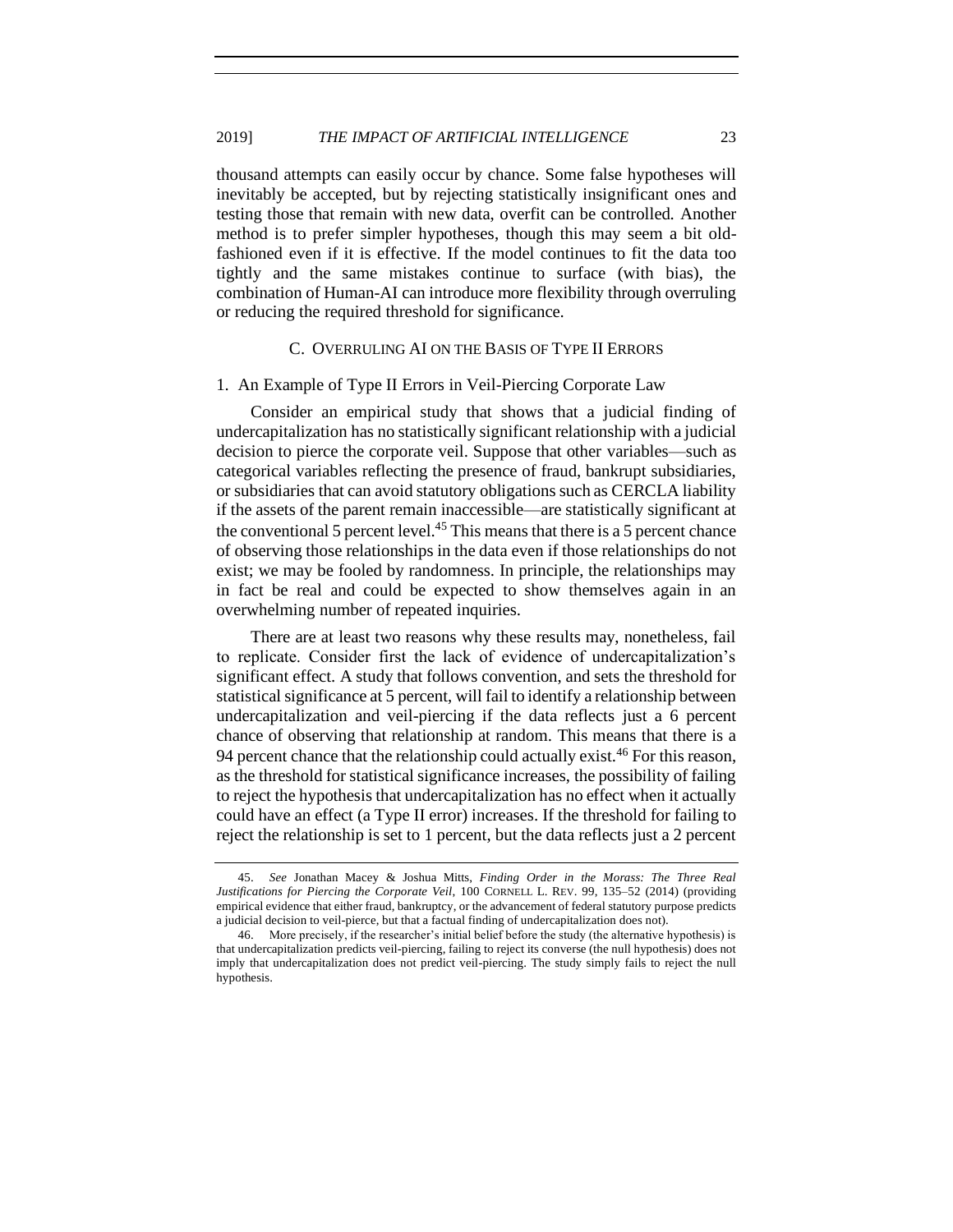thousand attempts can easily occur by chance. Some false hypotheses will inevitably be accepted, but by rejecting statistically insignificant ones and testing those that remain with new data, overfit can be controlled. Another method is to prefer simpler hypotheses, though this may seem a bit old-fashioned even if it is effective. If the model continues to fit the data too tightly and the same mistakes continue to surface (with bias), the combination of Human-AI can introduce more flexibility through overruling or reducing the required threshold for significance.

### C. Overruling AI on the Basis of Type II Errors

#### 1. An Example of Type II Errors in Veil-Piercing Corporate Law

Consider an empirical study that shows that a judicial finding of undercapitalization has no statistically significant relationship with a judicial decision to pierce the corporate veil. Suppose that other variables—such as categorical variables reflecting the presence of fraud, bankrupt subsidiaries, or subsidiaries that can avoid statutory obligations such as CERCLA liability if the assets of the parent remain inaccessible—are statistically significant at the conventional 5 percent level.[45] This means that there is a 5 percent chance of observing those relationships in the data even if those relationships do not exist; we may be fooled by randomness. In principle, the relationships may in fact be real and could be expected to show themselves again in an overwhelming number of repeated inquiries.

There are at least two reasons why these results may, nonetheless, fail to replicate. Consider first the lack of evidence of undercapitalization's significant effect. A study that follows convention, and sets the threshold for statistical significance at 5 percent, will fail to identify a relationship between undercapitalization and veil-piercing if the data reflects just a 6 percent chance of observing that relationship at random. This means that there is a 94 percent chance that the relationship could actually exist.[46] For this reason, as the threshold for statistical significance increases, the possibility of failing to reject the hypothesis that undercapitalization has no effect when it actually could have an effect (a Type II error) increases. If the threshold for failing to reject the relationship is set to 1 percent, but the data reflects just a 2 percent

---

45. *See* Jonathan Macey & Joshua Mitts, *Finding Order in the Morass: The Three Real Justifications for Piercing the Corporate Veil*, 100 CORNELL L. REV. 99, 135–52 (2014) (providing empirical evidence that either fraud, bankruptcy, or the advancement of federal statutory purpose predicts a judicial decision to veil-pierce, but that a factual finding of undercapitalization does not).

46. More precisely, if the researcher's initial belief before the study (the alternative hypothesis) is that undercapitalization predicts veil-piercing, failing to reject its converse (the null hypothesis) does not imply that undercapitalization does not predict veil-piercing. The study simply fails to reject the null hypothesis.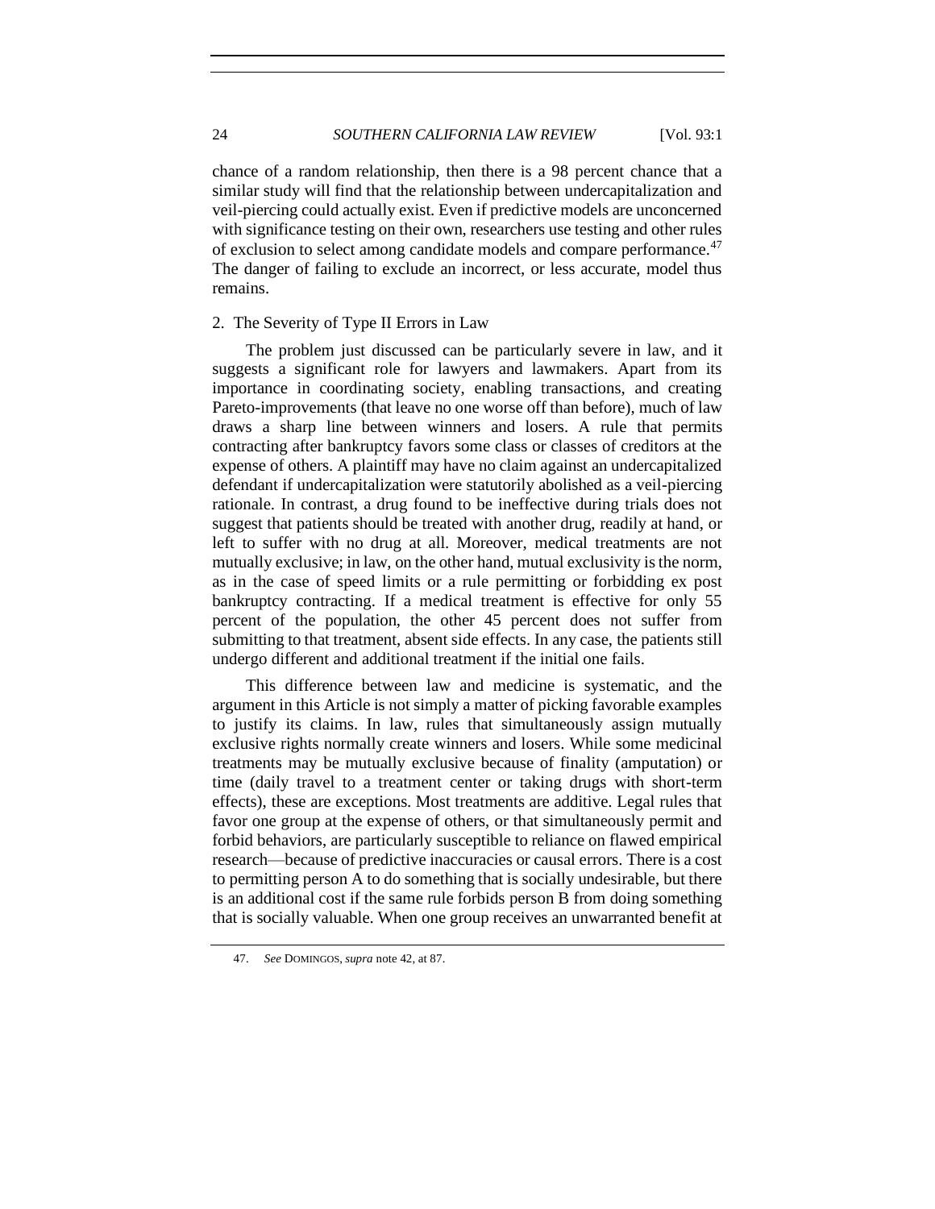chance of a random relationship, then there is a 98 percent chance that a similar study will find that the relationship between undercapitalization and veil-piercing could actually exist. Even if predictive models are unconcerned with significance testing on their own, researchers use testing and other rules of exclusion to select among candidate models and compare performance.[47] The danger of failing to exclude an incorrect, or less accurate, model thus remains.

### 2. The Severity of Type II Errors in Law

The problem just discussed can be particularly severe in law, and it suggests a significant role for lawyers and lawmakers. Apart from its importance in coordinating society, enabling transactions, and creating Pareto-improvements (that leave no one worse off than before), much of law draws a sharp line between winners and losers. A rule that permits contracting after bankruptcy favors some class or classes of creditors at the expense of others. A plaintiff may have no claim against an undercapitalized defendant if undercapitalization were statutorily abolished as a veil-piercing rationale. In contrast, a drug found to be ineffective during trials does not suggest that patients should be treated with another drug, readily at hand, or left to suffer with no drug at all. Moreover, medical treatments are not mutually exclusive; in law, on the other hand, mutual exclusivity is the norm, as in the case of speed limits or a rule permitting or forbidding ex post bankruptcy contracting. If a medical treatment is effective for only 55 percent of the population, the other 45 percent does not suffer from submitting to that treatment, absent side effects. In any case, the patients still undergo different and additional treatment if the initial one fails.

This difference between law and medicine is systematic, and the argument in this Article is not simply a matter of picking favorable examples to justify its claims. In law, rules that simultaneously assign mutually exclusive rights normally create winners and losers. While some medicinal treatments may be mutually exclusive because of finality (amputation) or time (daily travel to a treatment center or taking drugs with short-term effects), these are exceptions. Most treatments are additive. Legal rules that favor one group at the expense of others, or that simultaneously permit and forbid behaviors, are particularly susceptible to reliance on flawed empirical research—because of predictive inaccuracies or causal errors. There is a cost to permitting person A to do something that is socially undesirable, but there is an additional cost if the same rule forbids person B from doing something that is socially valuable. When one group receives an unwarranted benefit at

---

47. *See* DOMINGOS, *supra* note 42, at 87.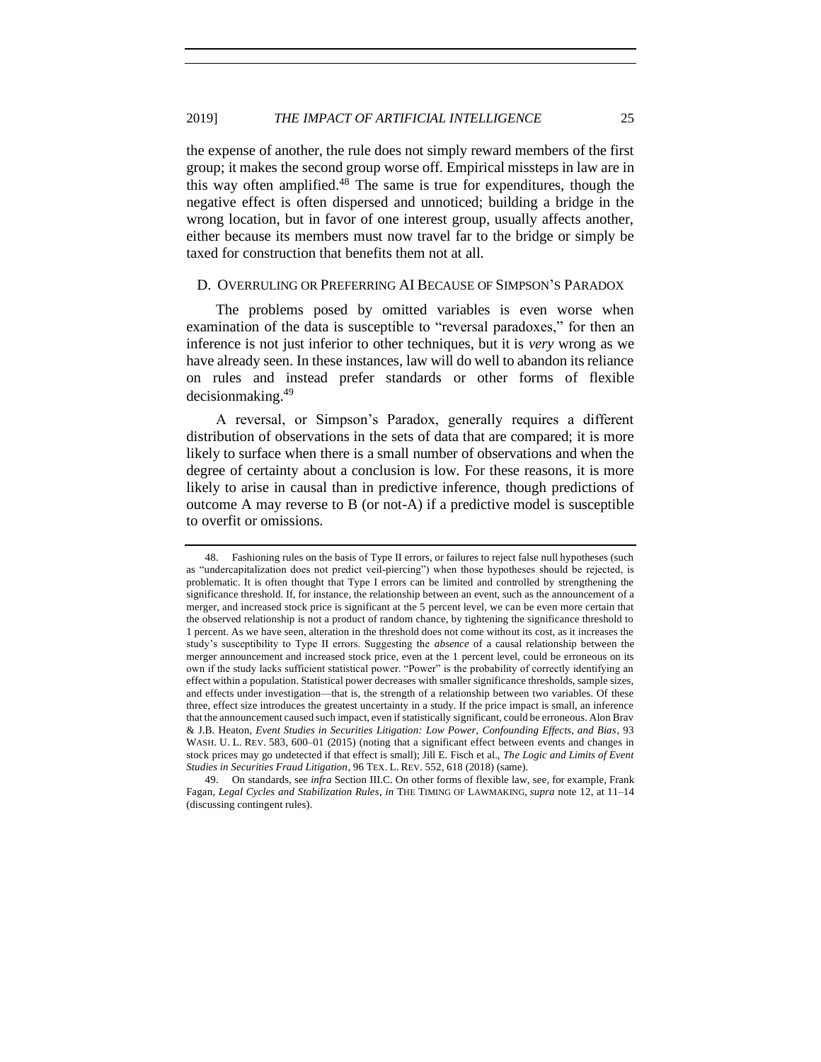the expense of another, the rule does not simply reward members of the first group; it makes the second group worse off. Empirical missteps in law are in this way often amplified.[48] The same is true for expenditures, though the negative effect is often dispersed and unnoticed; building a bridge in the wrong location, but in favor of one interest group, usually affects another, either because its members must now travel far to the bridge or simply be taxed for construction that benefits them not at all.

## D. Overruling or Preferring AI Because of Simpson's Paradox

The problems posed by omitted variables is even worse when examination of the data is susceptible to "reversal paradoxes," for then an inference is not just inferior to other techniques, but it is *very* wrong as we have already seen. In these instances, law will do well to abandon its reliance on rules and instead prefer standards or other forms of flexible decisionmaking.[49]

A reversal, or Simpson's Paradox, generally requires a different distribution of observations in the sets of data that are compared; it is more likely to surface when there is a small number of observations and when the degree of certainty about a conclusion is low. For these reasons, it is more likely to arise in causal than in predictive inference, though predictions of outcome A may reverse to B (or not-A) if a predictive model is susceptible to overfit or omissions.

---

48. Fashioning rules on the basis of Type II errors, or failures to reject false null hypotheses (such as "undercapitalization does not predict veil-piercing") when those hypotheses should be rejected, is problematic. It is often thought that Type I errors can be limited and controlled by strengthening the significance threshold. If, for instance, the relationship between an event, such as the announcement of a merger, and increased stock price is significant at the 5 percent level, we can be even more certain that the observed relationship is not a product of random chance, by tightening the significance threshold to 1 percent. As we have seen, alteration in the threshold does not come without its cost, as it increases the study's susceptibility to Type II errors. Suggesting the *absence* of a causal relationship between the merger announcement and increased stock price, even at the 1 percent level, could be erroneous on its own if the study lacks sufficient statistical power. "Power" is the probability of correctly identifying an effect within a population. Statistical power decreases with smaller significance thresholds, sample sizes, and effects under investigation—that is, the strength of a relationship between two variables. Of these three, effect size introduces the greatest uncertainty in a study. If the price impact is small, an inference that the announcement caused such impact, even if statistically significant, could be erroneous. Alon Brav & J.B. Heaton, *Event Studies in Securities Litigation: Low Power, Confounding Effects, and Bias*, 93 WASH. U. L. REV. 583, 600–01 (2015) (noting that a significant effect between events and changes in stock prices may go undetected if that effect is small); Jill E. Fisch et al., *The Logic and Limits of Event Studies in Securities Fraud Litigation*, 96 TEX. L. REV. 552, 618 (2018) (same).

49. On standards, see *infra* Section III.C. On other forms of flexible law, see, for example, Frank Fagan, *Legal Cycles and Stabilization Rules*, *in* THE TIMING OF LAWMAKING, *supra* note 12, at 11–14 (discussing contingent rules).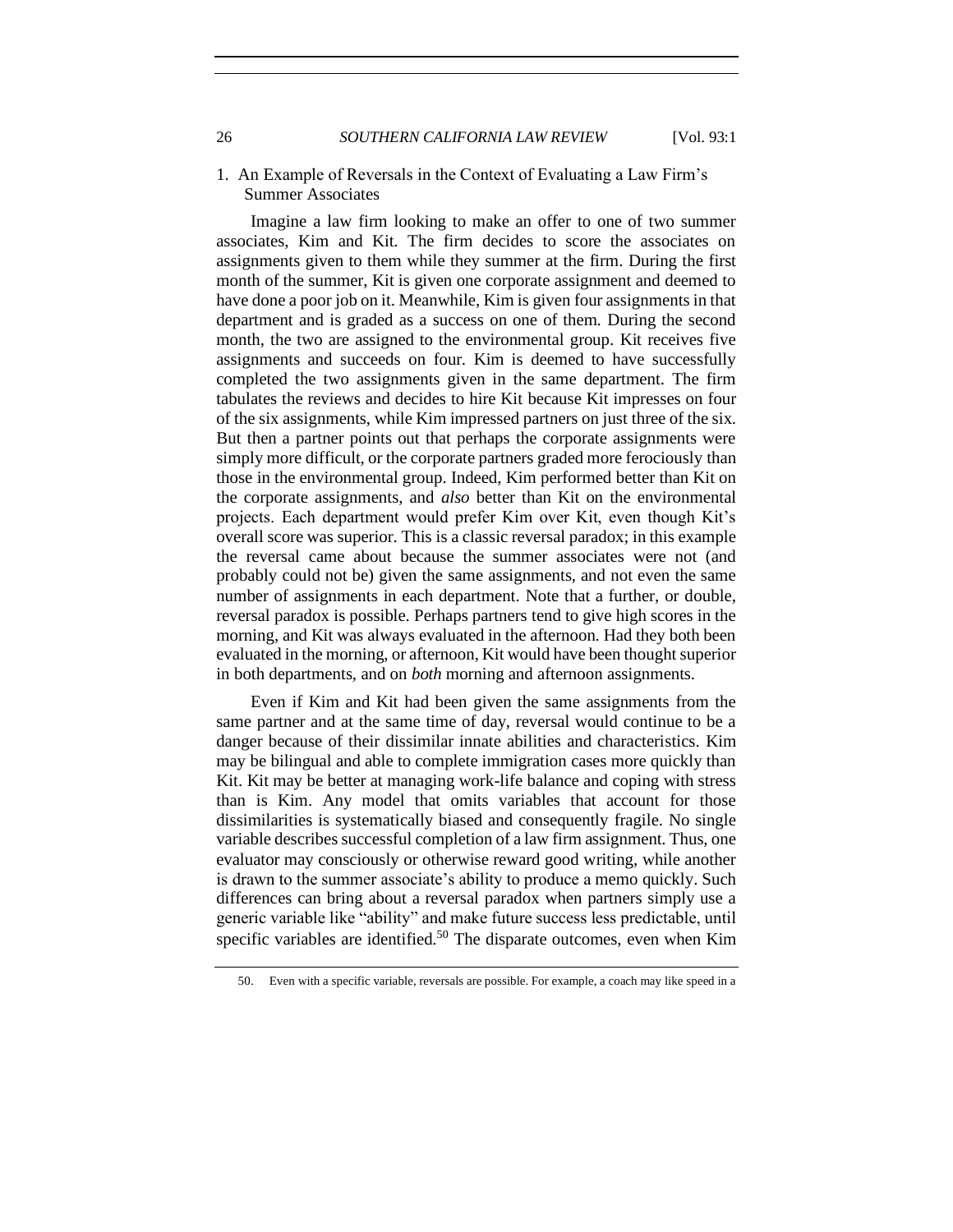### 1. An Example of Reversals in the Context of Evaluating a Law Firm's Summer Associates

Imagine a law firm looking to make an offer to one of two summer associates, Kim and Kit. The firm decides to score the associates on assignments given to them while they summer at the firm. During the first month of the summer, Kit is given one corporate assignment and deemed to have done a poor job on it. Meanwhile, Kim is given four assignments in that department and is graded as a success on one of them. During the second month, the two are assigned to the environmental group. Kit receives five assignments and succeeds on four. Kim is deemed to have successfully completed the two assignments given in the same department. The firm tabulates the reviews and decides to hire Kit because Kit impresses on four of the six assignments, while Kim impressed partners on just three of the six. But then a partner points out that perhaps the corporate assignments were simply more difficult, or the corporate partners graded more ferociously than those in the environmental group. Indeed, Kim performed better than Kit on the corporate assignments, and *also* better than Kit on the environmental projects. Each department would prefer Kim over Kit, even though Kit's overall score was superior. This is a classic reversal paradox; in this example the reversal came about because the summer associates were not (and probably could not be) given the same assignments, and not even the same number of assignments in each department. Note that a further, or double, reversal paradox is possible. Perhaps partners tend to give high scores in the morning, and Kit was always evaluated in the afternoon. Had they both been evaluated in the morning, or afternoon, Kit would have been thought superior in both departments, and on *both* morning and afternoon assignments.

Even if Kim and Kit had been given the same assignments from the same partner and at the same time of day, reversal would continue to be a danger because of their dissimilar innate abilities and characteristics. Kim may be bilingual and able to complete immigration cases more quickly than Kit. Kit may be better at managing work-life balance and coping with stress than is Kim. Any model that omits variables that account for those dissimilarities is systematically biased and consequently fragile. No single variable describes successful completion of a law firm assignment. Thus, one evaluator may consciously or otherwise reward good writing, while another is drawn to the summer associate's ability to produce a memo quickly. Such differences can bring about a reversal paradox when partners simply use a generic variable like "ability" and make future success less predictable, until specific variables are identified.[50] The disparate outcomes, even when Kim

---

50. Even with a specific variable, reversals are possible. For example, a coach may like speed in a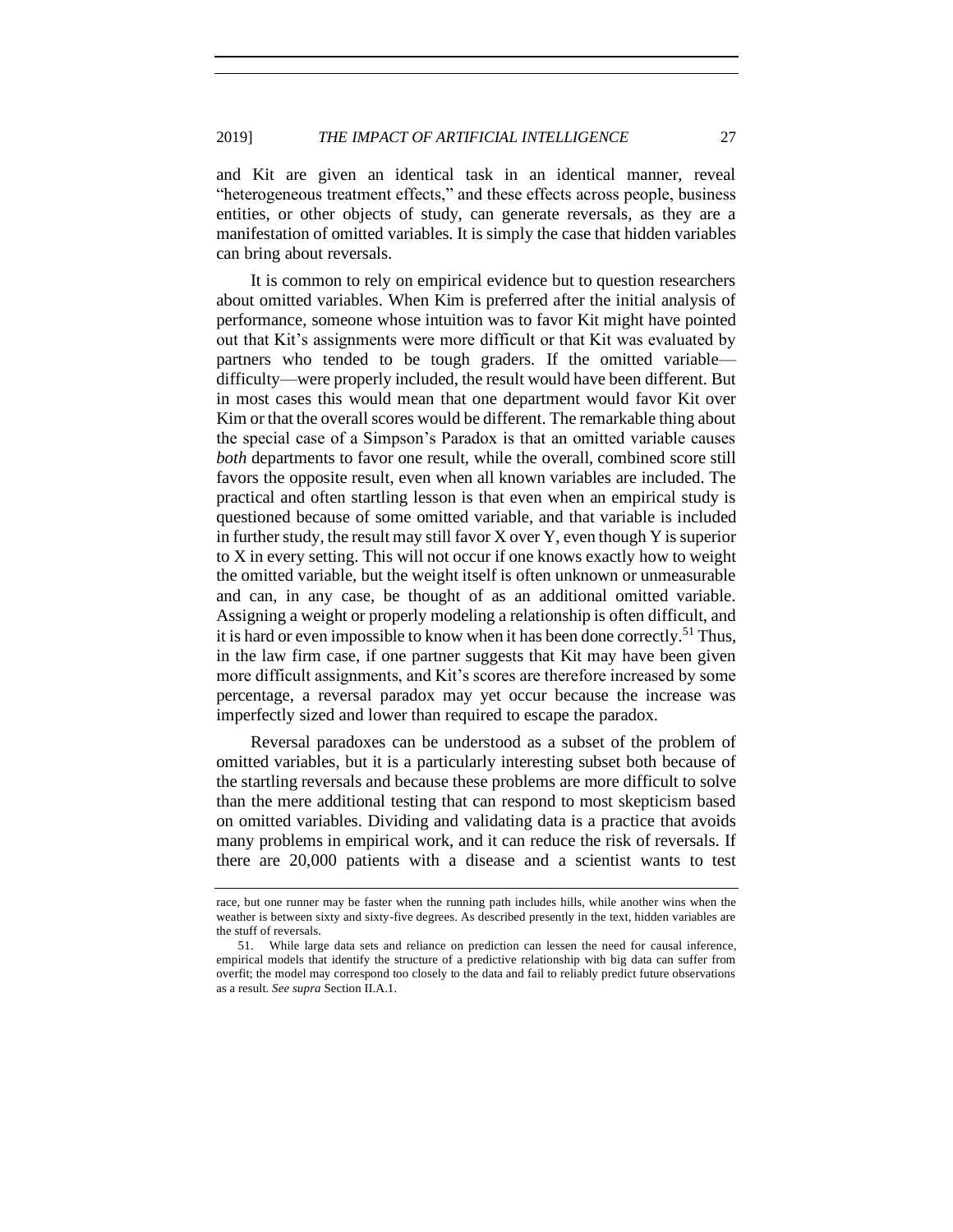and Kit are given an identical task in an identical manner, reveal "heterogeneous treatment effects," and these effects across people, business entities, or other objects of study, can generate reversals, as they are a manifestation of omitted variables. It is simply the case that hidden variables can bring about reversals.

It is common to rely on empirical evidence but to question researchers about omitted variables. When Kim is preferred after the initial analysis of performance, someone whose intuition was to favor Kit might have pointed out that Kit's assignments were more difficult or that Kit was evaluated by partners who tended to be tough graders. If the omitted variable—difficulty—were properly included, the result would have been different. But in most cases this would mean that one department would favor Kit over Kim or that the overall scores would be different. The remarkable thing about the special case of a Simpson's Paradox is that an omitted variable causes *both* departments to favor one result, while the overall, combined score still favors the opposite result, even when all known variables are included. The practical and often startling lesson is that even when an empirical study is questioned because of some omitted variable, and that variable is included in further study, the result may still favor X over Y, even though Y is superior to X in every setting. This will not occur if one knows exactly how to weight the omitted variable, but the weight itself is often unknown or unmeasurable and can, in any case, be thought of as an additional omitted variable. Assigning a weight or properly modeling a relationship is often difficult, and it is hard or even impossible to know when it has been done correctly.[51] Thus, in the law firm case, if one partner suggests that Kit may have been given more difficult assignments, and Kit's scores are therefore increased by some percentage, a reversal paradox may yet occur because the increase was imperfectly sized and lower than required to escape the paradox.

Reversal paradoxes can be understood as a subset of the problem of omitted variables, but it is a particularly interesting subset both because of the startling reversals and because these problems are more difficult to solve than the mere additional testing that can respond to most skepticism based on omitted variables. Dividing and validating data is a practice that avoids many problems in empirical work, and it can reduce the risk of reversals. If there are 20,000 patients with a disease and a scientist wants to test

---

race, but one runner may be faster when the running path includes hills, while another wins when the weather is between sixty and sixty-five degrees. As described presently in the text, hidden variables are the stuff of reversals.

51. While large data sets and reliance on prediction can lessen the need for causal inference, empirical models that identify the structure of a predictive relationship with big data can suffer from overfit; the model may correspond too closely to the data and fail to reliably predict future observations as a result. *See supra* Section II.A.1.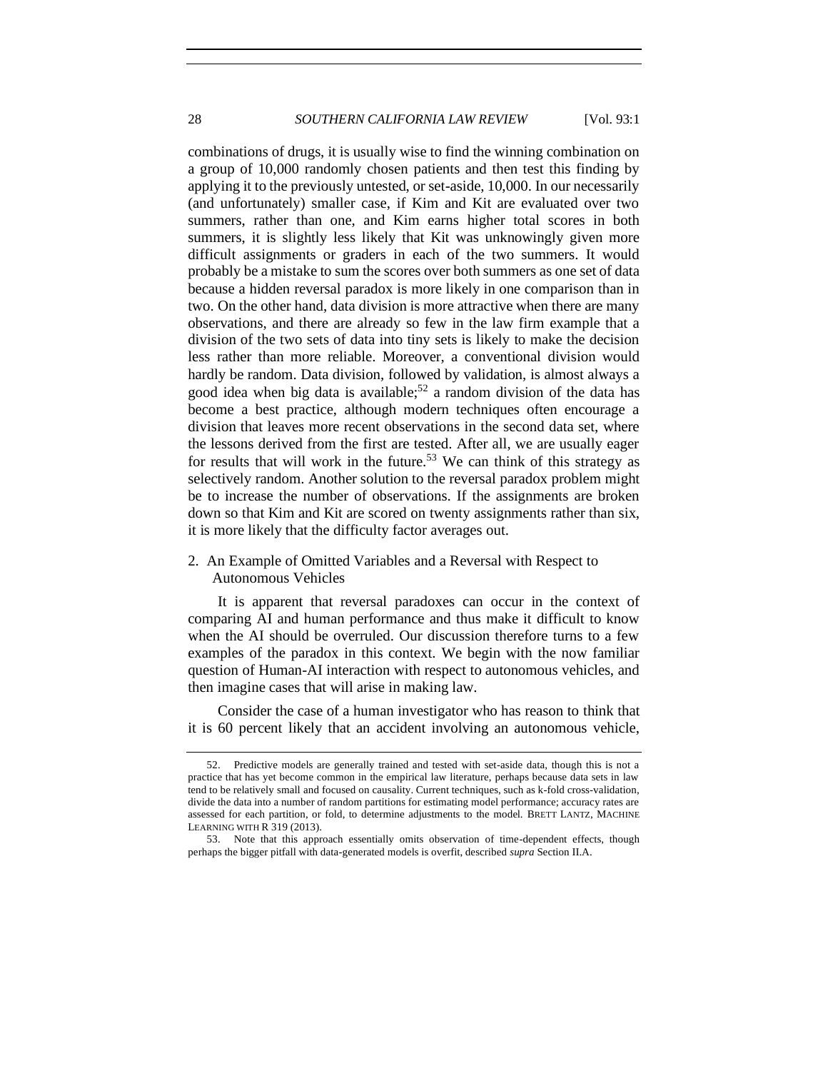combinations of drugs, it is usually wise to find the winning combination on a group of 10,000 randomly chosen patients and then test this finding by applying it to the previously untested, or set-aside, 10,000. In our necessarily (and unfortunately) smaller case, if Kim and Kit are evaluated over two summers, rather than one, and Kim earns higher total scores in both summers, it is slightly less likely that Kit was unknowingly given more difficult assignments or graders in each of the two summers. It would probably be a mistake to sum the scores over both summers as one set of data because a hidden reversal paradox is more likely in one comparison than in two. On the other hand, data division is more attractive when there are many observations, and there are already so few in the law firm example that a division of the two sets of data into tiny sets is likely to make the decision less rather than more reliable. Moreover, a conventional division would hardly be random. Data division, followed by validation, is almost always a good idea when big data is available;[52] a random division of the data has become a best practice, although modern techniques often encourage a division that leaves more recent observations in the second data set, where the lessons derived from the first are tested. After all, we are usually eager for results that will work in the future.[53] We can think of this strategy as selectively random. Another solution to the reversal paradox problem might be to increase the number of observations. If the assignments are broken down so that Kim and Kit are scored on twenty assignments rather than six, it is more likely that the difficulty factor averages out.

### 2. An Example of Omitted Variables and a Reversal with Respect to Autonomous Vehicles

It is apparent that reversal paradoxes can occur in the context of comparing AI and human performance and thus make it difficult to know when the AI should be overruled. Our discussion therefore turns to a few examples of the paradox in this context. We begin with the now familiar question of Human-AI interaction with respect to autonomous vehicles, and then imagine cases that will arise in making law.

Consider the case of a human investigator who has reason to think that it is 60 percent likely that an accident involving an autonomous vehicle,

---

52. Predictive models are generally trained and tested with set-aside data, though this is not a practice that has yet become common in the empirical law literature, perhaps because data sets in law tend to be relatively small and focused on causality. Current techniques, such as k-fold cross-validation, divide the data into a number of random partitions for estimating model performance; accuracy rates are assessed for each partition, or fold, to determine adjustments to the model. BRETT LANTZ, MACHINE LEARNING WITH R 319 (2013).

53. Note that this approach essentially omits observation of time-dependent effects, though perhaps the bigger pitfall with data-generated models is overfit, described *supra* Section II.A.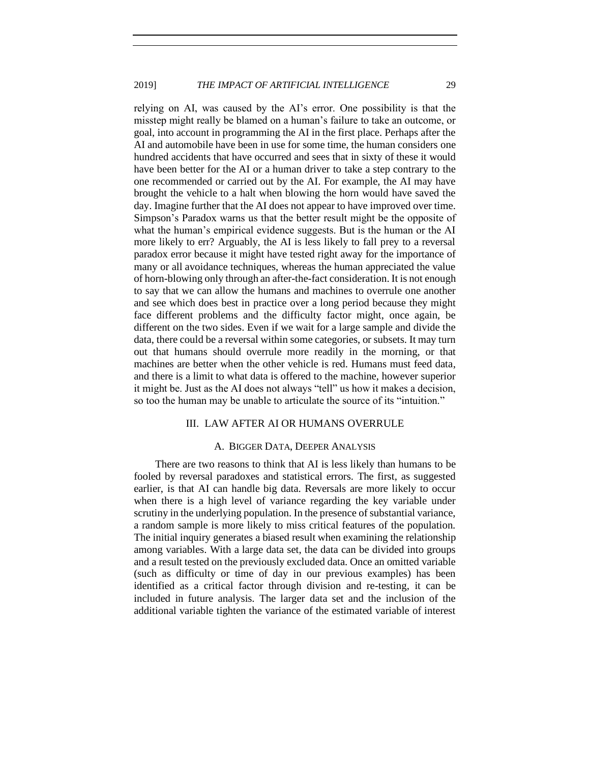relying on AI, was caused by the AI's error. One possibility is that the misstep might really be blamed on a human's failure to take an outcome, or goal, into account in programming the AI in the first place. Perhaps after the AI and automobile have been in use for some time, the human considers one hundred accidents that have occurred and sees that in sixty of these it would have been better for the AI or a human driver to take a step contrary to the one recommended or carried out by the AI. For example, the AI may have brought the vehicle to a halt when blowing the horn would have saved the day. Imagine further that the AI does not appear to have improved over time. Simpson's Paradox warns us that the better result might be the opposite of what the human's empirical evidence suggests. But is the human or the AI more likely to err? Arguably, the AI is less likely to fall prey to a reversal paradox error because it might have tested right away for the importance of many or all avoidance techniques, whereas the human appreciated the value of horn-blowing only through an after-the-fact consideration. It is not enough to say that we can allow the humans and machines to overrule one another and see which does best in practice over a long period because they might face different problems and the difficulty factor might, once again, be different on the two sides. Even if we wait for a large sample and divide the data, there could be a reversal within some categories, or subsets. It may turn out that humans should overrule more readily in the morning, or that machines are better when the other vehicle is red. Humans must feed data, and there is a limit to what data is offered to the machine, however superior it might be. Just as the AI does not always "tell" us how it makes a decision, so too the human may be unable to articulate the source of its "intuition."

## III. LAW AFTER AI OR HUMANS OVERRULE

### A. BIGGER DATA, DEEPER ANALYSIS

There are two reasons to think that AI is less likely than humans to be fooled by reversal paradoxes and statistical errors. The first, as suggested earlier, is that AI can handle big data. Reversals are more likely to occur when there is a high level of variance regarding the key variable under scrutiny in the underlying population. In the presence of substantial variance, a random sample is more likely to miss critical features of the population. The initial inquiry generates a biased result when examining the relationship among variables. With a large data set, the data can be divided into groups and a result tested on the previously excluded data. Once an omitted variable (such as difficulty or time of day in our previous examples) has been identified as a critical factor through division and re-testing, it can be included in future analysis. The larger data set and the inclusion of the additional variable tighten the variance of the estimated variable of interest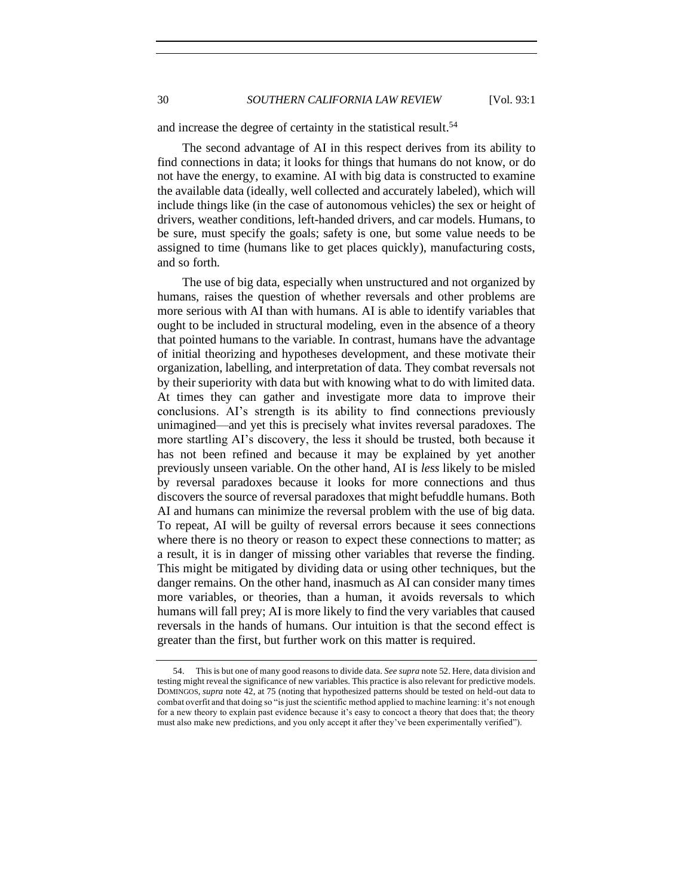and increase the degree of certainty in the statistical result.[54]

The second advantage of AI in this respect derives from its ability to find connections in data; it looks for things that humans do not know, or do not have the energy, to examine. AI with big data is constructed to examine the available data (ideally, well collected and accurately labeled), which will include things like (in the case of autonomous vehicles) the sex or height of drivers, weather conditions, left-handed drivers, and car models. Humans, to be sure, must specify the goals; safety is one, but some value needs to be assigned to time (humans like to get places quickly), manufacturing costs, and so forth.

The use of big data, especially when unstructured and not organized by humans, raises the question of whether reversals and other problems are more serious with AI than with humans. AI is able to identify variables that ought to be included in structural modeling, even in the absence of a theory that pointed humans to the variable. In contrast, humans have the advantage of initial theorizing and hypotheses development, and these motivate their organization, labelling, and interpretation of data. They combat reversals not by their superiority with data but with knowing what to do with limited data. At times they can gather and investigate more data to improve their conclusions. AI's strength is its ability to find connections previously unimagined—and yet this is precisely what invites reversal paradoxes. The more startling AI's discovery, the less it should be trusted, both because it has not been refined and because it may be explained by yet another previously unseen variable. On the other hand, AI is *less* likely to be misled by reversal paradoxes because it looks for more connections and thus discovers the source of reversal paradoxes that might befuddle humans. Both AI and humans can minimize the reversal problem with the use of big data. To repeat, AI will be guilty of reversal errors because it sees connections where there is no theory or reason to expect these connections to matter; as a result, it is in danger of missing other variables that reverse the finding. This might be mitigated by dividing data or using other techniques, but the danger remains. On the other hand, inasmuch as AI can consider many times more variables, or theories, than a human, it avoids reversals to which humans will fall prey; AI is more likely to find the very variables that caused reversals in the hands of humans. Our intuition is that the second effect is greater than the first, but further work on this matter is required.

---

54. This is but one of many good reasons to divide data. *See supra* note 52. Here, data division and testing might reveal the significance of new variables. This practice is also relevant for predictive models. DOMINGOS, *supra* note 42, at 75 (noting that hypothesized patterns should be tested on held-out data to combat overfit and that doing so "is just the scientific method applied to machine learning: it's not enough for a new theory to explain past evidence because it's easy to concoct a theory that does that; the theory must also make new predictions, and you only accept it after they've been experimentally verified").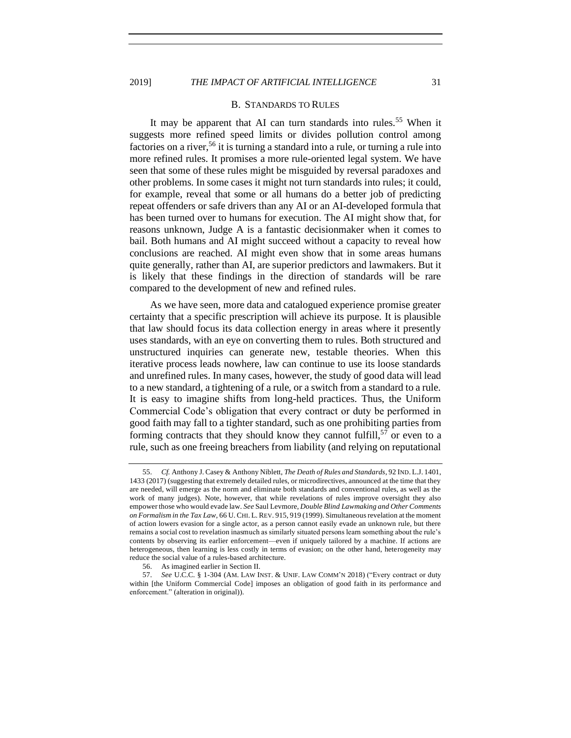## B. STANDARDS TO RULES

It may be apparent that AI can turn standards into rules.[55] When it suggests more refined speed limits or divides pollution control among factories on a river,[56] it is turning a standard into a rule, or turning a rule into more refined rules. It promises a more rule-oriented legal system. We have seen that some of these rules might be misguided by reversal paradoxes and other problems. In some cases it might not turn standards into rules; it could, for example, reveal that some or all humans do a better job of predicting repeat offenders or safe drivers than any AI or an AI-developed formula that has been turned over to humans for execution. The AI might show that, for reasons unknown, Judge A is a fantastic decisionmaker when it comes to bail. Both humans and AI might succeed without a capacity to reveal how conclusions are reached. AI might even show that in some areas humans quite generally, rather than AI, are superior predictors and lawmakers. But it is likely that these findings in the direction of standards will be rare compared to the development of new and refined rules.

As we have seen, more data and catalogued experience promise greater certainty that a specific prescription will achieve its purpose. It is plausible that law should focus its data collection energy in areas where it presently uses standards, with an eye on converting them to rules. Both structured and unstructured inquiries can generate new, testable theories. When this iterative process leads nowhere, law can continue to use its loose standards and unrefined rules. In many cases, however, the study of good data will lead to a new standard, a tightening of a rule, or a switch from a standard to a rule. It is easy to imagine shifts from long-held practices. Thus, the Uniform Commercial Code's obligation that every contract or duty be performed in good faith may fall to a tighter standard, such as one prohibiting parties from forming contracts that they should know they cannot fulfill,[57] or even to a rule, such as one freeing breachers from liability (and relying on reputational

---

55. *Cf.* Anthony J. Casey & Anthony Niblett, *The Death of Rules and Standards*, 92 IND. L.J. 1401, 1433 (2017) (suggesting that extremely detailed rules, or microdirectives, announced at the time that they are needed, will emerge as the norm and eliminate both standards and conventional rules, as well as the work of many judges). Note, however, that while revelations of rules improve oversight they also empower those who would evade law. *See* Saul Levmore, *Double Blind Lawmaking and Other Comments on Formalism in the Tax Law*, 66 U. CHI. L. REV. 915, 919 (1999). Simultaneous revelation at the moment of action lowers evasion for a single actor, as a person cannot easily evade an unknown rule, but there remains a social cost to revelation inasmuch as similarly situated persons learn something about the rule's contents by observing its earlier enforcement—even if uniquely tailored by a machine. If actions are heterogeneous, then learning is less costly in terms of evasion; on the other hand, heterogeneity may reduce the social value of a rules-based architecture.

56. As imagined earlier in Section II.

57. *See* U.C.C. § 1-304 (AM. LAW INST. & UNIF. LAW COMM'N 2018) ("Every contract or duty within [the Uniform Commercial Code] imposes an obligation of good faith in its performance and enforcement." (alteration in original)).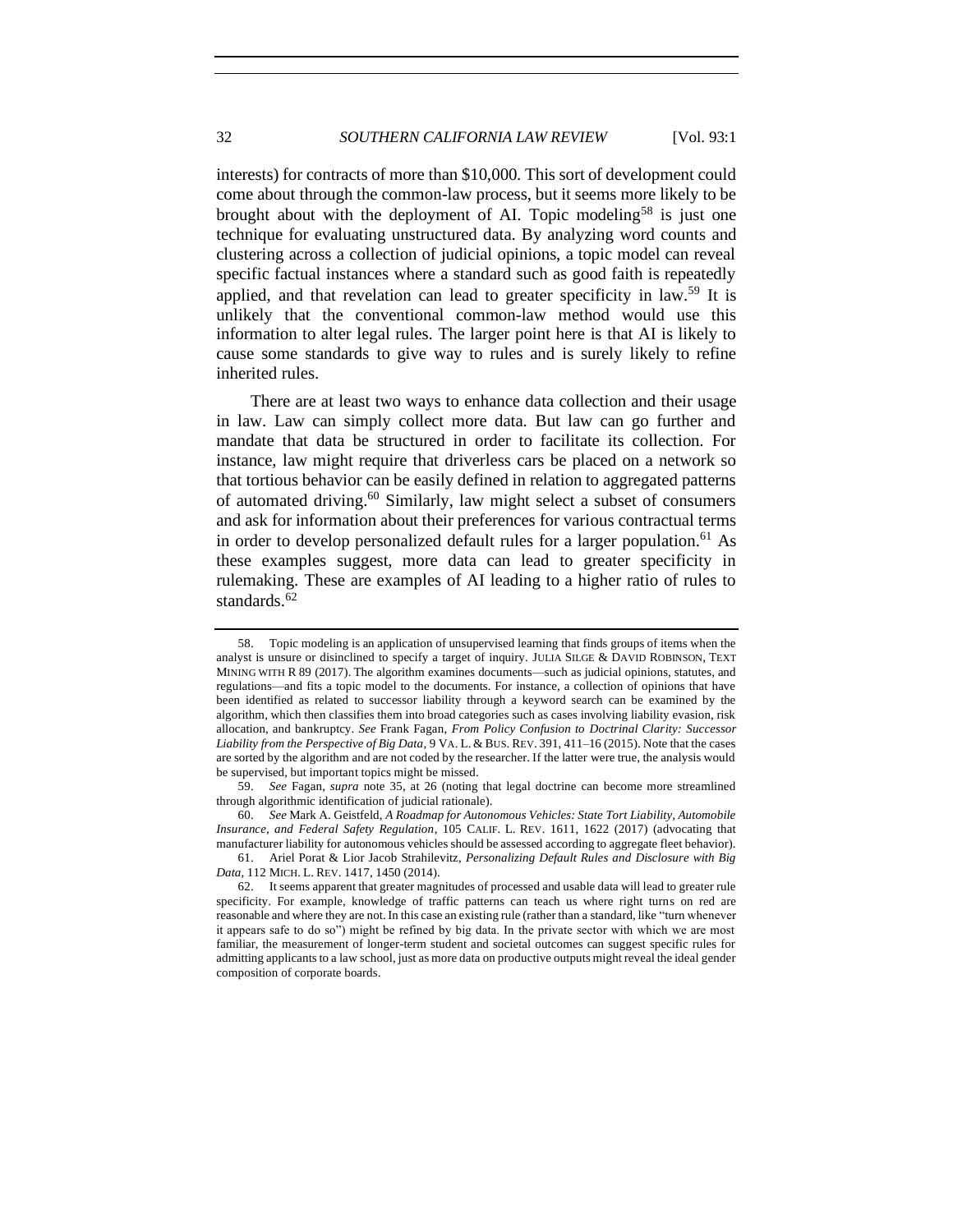interests) for contracts of more than $10,000. This sort of development could come about through the common-law process, but it seems more likely to be brought about with the deployment of AI. Topic modeling[58] is just one technique for evaluating unstructured data. By analyzing word counts and clustering across a collection of judicial opinions, a topic model can reveal specific factual instances where a standard such as good faith is repeatedly applied, and that revelation can lead to greater specificity in law.[59] It is unlikely that the conventional common-law method would use this information to alter legal rules. The larger point here is that AI is likely to cause some standards to give way to rules and is surely likely to refine inherited rules.

There are at least two ways to enhance data collection and their usage in law. Law can simply collect more data. But law can go further and mandate that data be structured in order to facilitate its collection. For instance, law might require that driverless cars be placed on a network so that tortious behavior can be easily defined in relation to aggregated patterns of automated driving.[60] Similarly, law might select a subset of consumers and ask for information about their preferences for various contractual terms in order to develop personalized default rules for a larger population.[61] As these examples suggest, more data can lead to greater specificity in rulemaking. These are examples of AI leading to a higher ratio of rules to standards.[62]

---

58. Topic modeling is an application of unsupervised learning that finds groups of items when the analyst is unsure or disinclined to specify a target of inquiry. JULIA SILGE & DAVID ROBINSON, TEXT MINING WITH R 89 (2017). The algorithm examines documents—such as judicial opinions, statutes, and regulations—and fits a topic model to the documents. For instance, a collection of opinions that have been identified as related to successor liability through a keyword search can be examined by the algorithm, which then classifies them into broad categories such as cases involving liability evasion, risk allocation, and bankruptcy. *See* Frank Fagan, *From Policy Confusion to Doctrinal Clarity: Successor Liability from the Perspective of Big Data*, 9 VA. L. & BUS. REV. 391, 411–16 (2015). Note that the cases are sorted by the algorithm and are not coded by the researcher. If the latter were true, the analysis would be supervised, but important topics might be missed.

59. *See* Fagan, *supra* note 35, at 26 (noting that legal doctrine can become more streamlined through algorithmic identification of judicial rationale).

60. *See* Mark A. Geistfeld, *A Roadmap for Autonomous Vehicles: State Tort Liability, Automobile Insurance, and Federal Safety Regulation*, 105 CALIF. L. REV. 1611, 1622 (2017) (advocating that manufacturer liability for autonomous vehicles should be assessed according to aggregate fleet behavior).

61. Ariel Porat & Lior Jacob Strahilevitz, *Personalizing Default Rules and Disclosure with Big Data*, 112 MICH. L. REV. 1417, 1450 (2014).

62. It seems apparent that greater magnitudes of processed and usable data will lead to greater rule specificity. For example, knowledge of traffic patterns can teach us where right turns on red are reasonable and where they are not. In this case an existing rule (rather than a standard, like "turn whenever it appears safe to do so") might be refined by big data. In the private sector with which we are most familiar, the measurement of longer-term student and societal outcomes can suggest specific rules for admitting applicants to a law school, just as more data on productive outputs might reveal the ideal gender composition of corporate boards.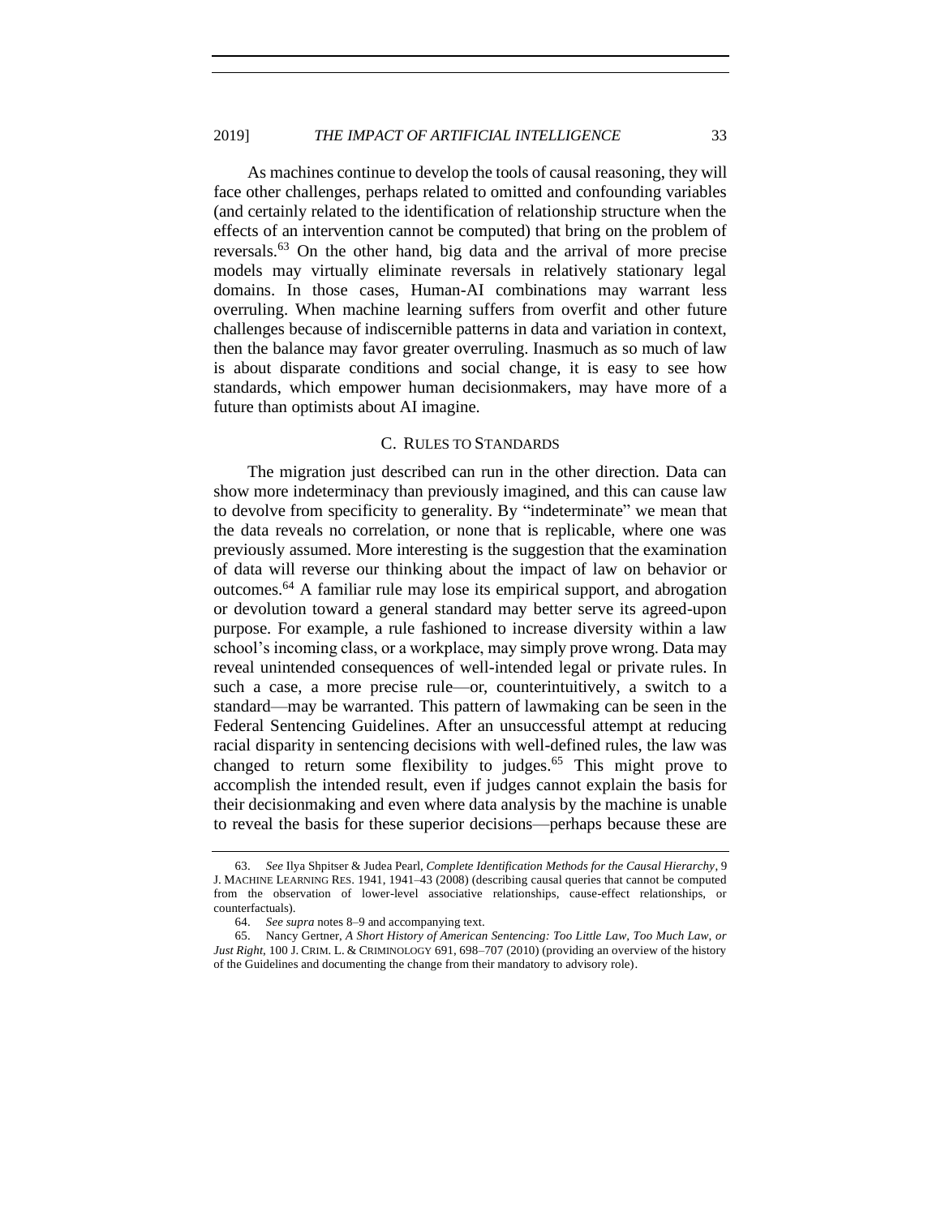As machines continue to develop the tools of causal reasoning, they will face other challenges, perhaps related to omitted and confounding variables (and certainly related to the identification of relationship structure when the effects of an intervention cannot be computed) that bring on the problem of reversals.[63] On the other hand, big data and the arrival of more precise models may virtually eliminate reversals in relatively stationary legal domains. In those cases, Human-AI combinations may warrant less overruling. When machine learning suffers from overfit and other future challenges because of indiscernible patterns in data and variation in context, then the balance may favor greater overruling. Inasmuch as so much of law is about disparate conditions and social change, it is easy to see how standards, which empower human decisionmakers, may have more of a future than optimists about AI imagine.

### C. Rules to Standards

The migration just described can run in the other direction. Data can show more indeterminacy than previously imagined, and this can cause law to devolve from specificity to generality. By "indeterminate" we mean that the data reveals no correlation, or none that is replicable, where one was previously assumed. More interesting is the suggestion that the examination of data will reverse our thinking about the impact of law on behavior or outcomes.[64] A familiar rule may lose its empirical support, and abrogation or devolution toward a general standard may better serve its agreed-upon purpose. For example, a rule fashioned to increase diversity within a law school's incoming class, or a workplace, may simply prove wrong. Data may reveal unintended consequences of well-intended legal or private rules. In such a case, a more precise rule—or, counterintuitively, a switch to a standard—may be warranted. This pattern of lawmaking can be seen in the Federal Sentencing Guidelines. After an unsuccessful attempt at reducing racial disparity in sentencing decisions with well-defined rules, the law was changed to return some flexibility to judges.[65] This might prove to accomplish the intended result, even if judges cannot explain the basis for their decisionmaking and even where data analysis by the machine is unable to reveal the basis for these superior decisions—perhaps because these are

---

63. *See* Ilya Shpitser & Judea Pearl, *Complete Identification Methods for the Causal Hierarchy*, 9 J. MACHINE LEARNING RES. 1941, 1941–43 (2008) (describing causal queries that cannot be computed from the observation of lower-level associative relationships, cause-effect relationships, or counterfactuals).

64. *See supra* notes 8–9 and accompanying text.

65. Nancy Gertner, *A Short History of American Sentencing: Too Little Law, Too Much Law, or Just Right*, 100 J. CRIM. L. & CRIMINOLOGY 691, 698–707 (2010) (providing an overview of the history of the Guidelines and documenting the change from their mandatory to advisory role).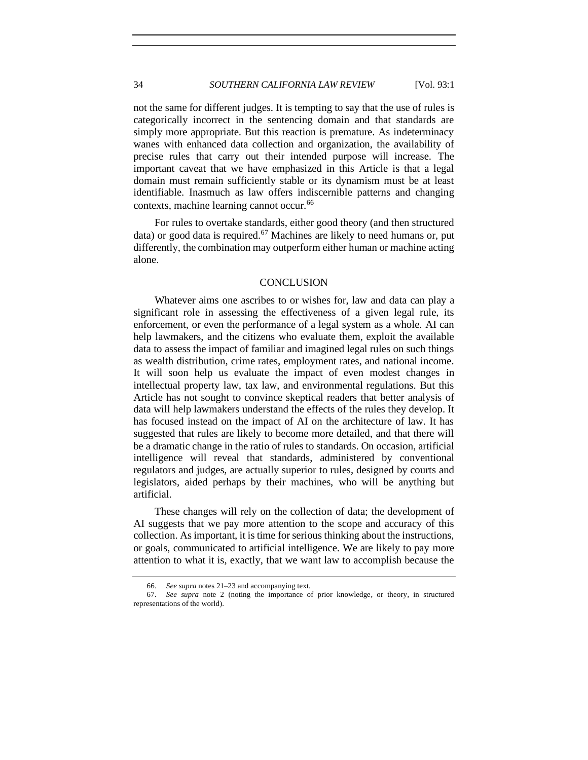not the same for different judges. It is tempting to say that the use of rules is categorically incorrect in the sentencing domain and that standards are simply more appropriate. But this reaction is premature. As indeterminacy wanes with enhanced data collection and organization, the availability of precise rules that carry out their intended purpose will increase. The important caveat that we have emphasized in this Article is that a legal domain must remain sufficiently stable or its dynamism must be at least identifiable. Inasmuch as law offers indiscernible patterns and changing contexts, machine learning cannot occur.[66]

For rules to overtake standards, either good theory (and then structured data) or good data is required.[67] Machines are likely to need humans or, put differently, the combination may outperform either human or machine acting alone.

## CONCLUSION

Whatever aims one ascribes to or wishes for, law and data can play a significant role in assessing the effectiveness of a given legal rule, its enforcement, or even the performance of a legal system as a whole. AI can help lawmakers, and the citizens who evaluate them, exploit the available data to assess the impact of familiar and imagined legal rules on such things as wealth distribution, crime rates, employment rates, and national income. It will soon help us evaluate the impact of even modest changes in intellectual property law, tax law, and environmental regulations. But this Article has not sought to convince skeptical readers that better analysis of data will help lawmakers understand the effects of the rules they develop. It has focused instead on the impact of AI on the architecture of law. It has suggested that rules are likely to become more detailed, and that there will be a dramatic change in the ratio of rules to standards. On occasion, artificial intelligence will reveal that standards, administered by conventional regulators and judges, are actually superior to rules, designed by courts and legislators, aided perhaps by their machines, who will be anything but artificial.

These changes will rely on the collection of data; the development of AI suggests that we pay more attention to the scope and accuracy of this collection. As important, it is time for serious thinking about the instructions, or goals, communicated to artificial intelligence. We are likely to pay more attention to what it is, exactly, that we want law to accomplish because the

---

66. *See supra* notes 21–23 and accompanying text.

67. *See supra* note 2 (noting the importance of prior knowledge, or theory, in structured representations of the world).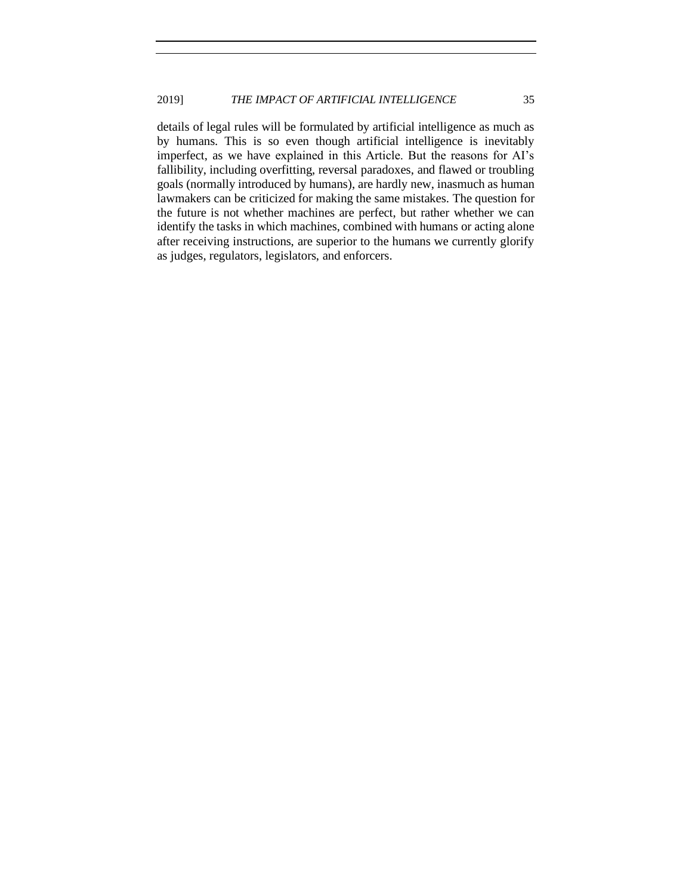details of legal rules will be formulated by artificial intelligence as much as by humans. This is so even though artificial intelligence is inevitably imperfect, as we have explained in this Article. But the reasons for AI's fallibility, including overfitting, reversal paradoxes, and flawed or troubling goals (normally introduced by humans), are hardly new, inasmuch as human lawmakers can be criticized for making the same mistakes. The question for the future is not whether machines are perfect, but rather whether we can identify the tasks in which machines, combined with humans or acting alone after receiving instructions, are superior to the humans we currently glorify as judges, regulators, legislators, and enforcers.